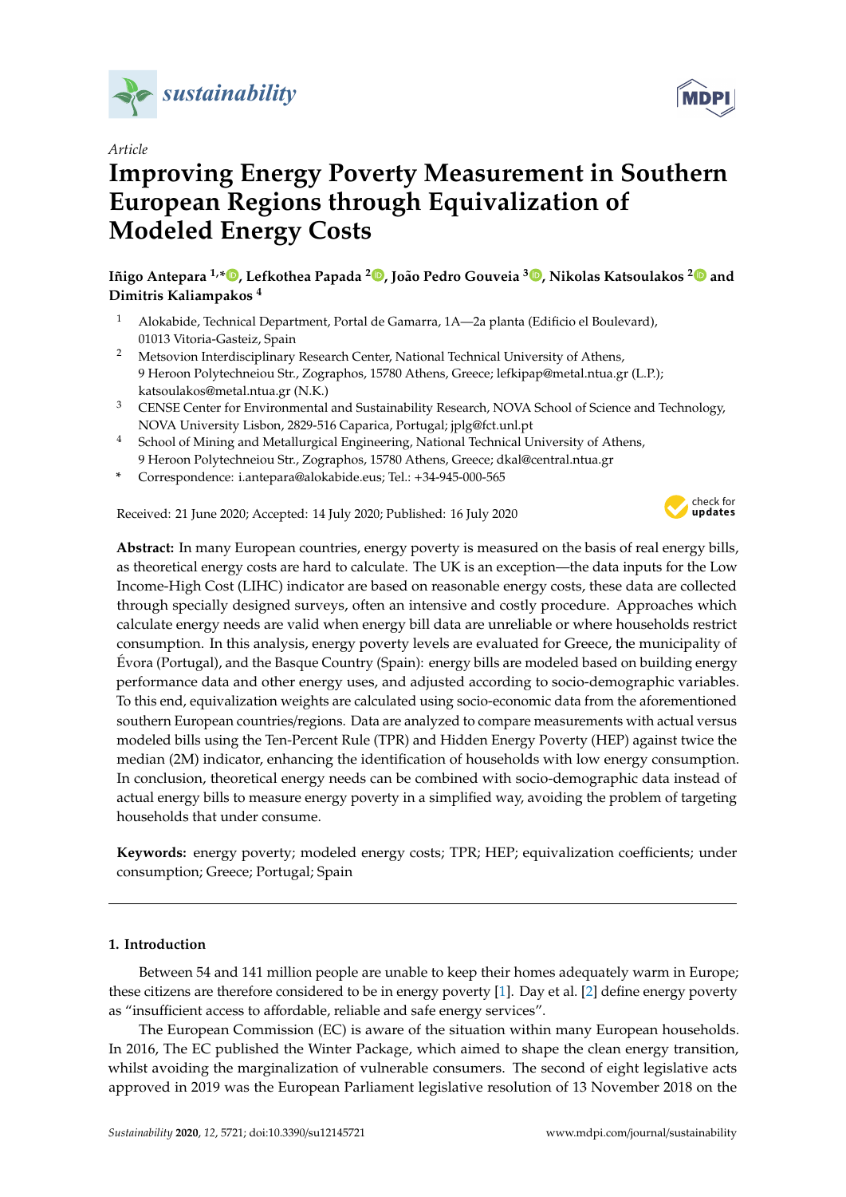*sustainability*

*Article*

# Improving Energy Poverty Measurement in Southern European Regions through Equivalization of Modeled Energy Costs

**Iñigo Antepara [1,*], Lefkothea Papada [2], João Pedro Gouveia [3], Nikolas Katsoulakos [2] and Dimitris Kaliampakos [4]**

1. Alokabide, Technical Department, Portal de Gamarra, 1A—2a planta (Edificio el Boulevard), 01013 Vitoria-Gasteiz, Spain
2. Metsovion Interdisciplinary Research Center, National Technical University of Athens, 9 Heroon Polytechneiou Str., Zographos, 15780 Athens, Greece; lefkipap@metal.ntua.gr (L.P.); katsoulakos@metal.ntua.gr (N.K.)
3. CENSE Center for Environmental and Sustainability Research, NOVA School of Science and Technology, NOVA University Lisbon, 2829-516 Caparica, Portugal; jplg@fct.unl.pt
4. School of Mining and Metallurgical Engineering, National Technical University of Athens, 9 Heroon Polytechneiou Str., Zographos, 15780 Athens, Greece; dkal@central.ntua.gr

\* Correspondence: i.antepara@alokabide.eus; Tel.: +34-945-000-565

Received: 21 June 2020; Accepted: 14 July 2020; Published: 16 July 2020

**Abstract:** In many European countries, energy poverty is measured on the basis of real energy bills, as theoretical energy costs are hard to calculate. The UK is an exception—the data inputs for the Low Income-High Cost (LIHC) indicator are based on reasonable energy costs, these data are collected through specially designed surveys, often an intensive and costly procedure. Approaches which calculate energy needs are valid when energy bill data are unreliable or where households restrict consumption. In this analysis, energy poverty levels are evaluated for Greece, the municipality of Évora (Portugal), and the Basque Country (Spain): energy bills are modeled based on building energy performance data and other energy uses, and adjusted according to socio-demographic variables. To this end, equivalization weights are calculated using socio-economic data from the aforementioned southern European countries/regions. Data are analyzed to compare measurements with actual versus modeled bills using the Ten-Percent Rule (TPR) and Hidden Energy Poverty (HEP) against twice the median (2M) indicator, enhancing the identification of households with low energy consumption. In conclusion, theoretical energy needs can be combined with socio-demographic data instead of actual energy bills to measure energy poverty in a simplified way, avoiding the problem of targeting households that under consume.

**Keywords:** energy poverty; modeled energy costs; TPR; HEP; equivalization coefficients; under consumption; Greece; Portugal; Spain

## 1. Introduction

Between 54 and 141 million people are unable to keep their homes adequately warm in Europe; these citizens are therefore considered to be in energy poverty [1]. Day et al. [2] define energy poverty as "insufficient access to affordable, reliable and safe energy services".

The European Commission (EC) is aware of the situation within many European households. In 2016, The EC published the Winter Package, which aimed to shape the clean energy transition, whilst avoiding the marginalization of vulnerable consumers. The second of eight legislative acts approved in 2019 was the European Parliament legislative resolution of 13 November 2018 on the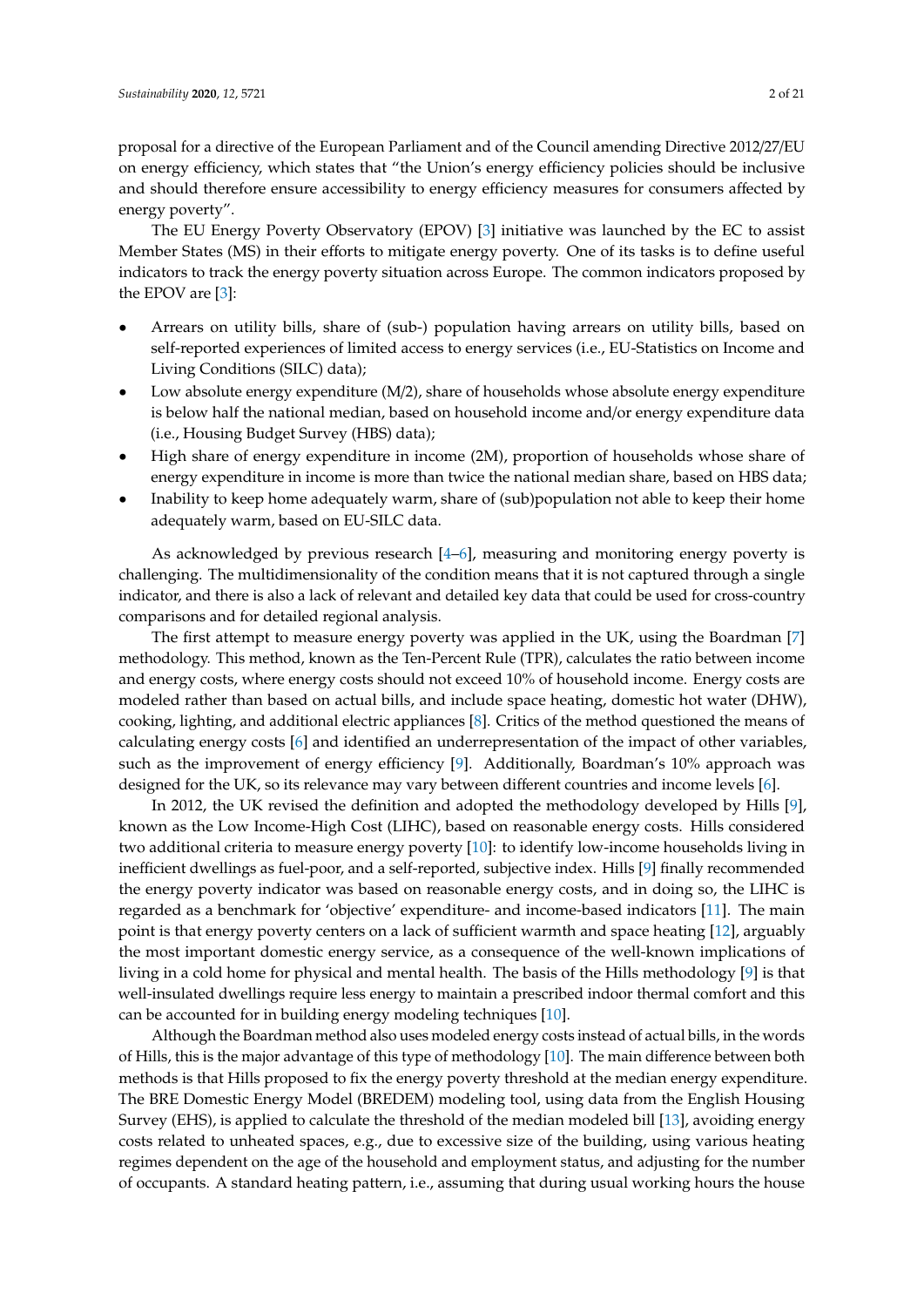proposal for a directive of the European Parliament and of the Council amending Directive 2012/27/EU on energy efficiency, which states that "the Union's energy efficiency policies should be inclusive and should therefore ensure accessibility to energy efficiency measures for consumers affected by energy poverty".

The EU Energy Poverty Observatory (EPOV) [3] initiative was launched by the EC to assist Member States (MS) in their efforts to mitigate energy poverty. One of its tasks is to define useful indicators to track the energy poverty situation across Europe. The common indicators proposed by the EPOV are [3]:

- Arrears on utility bills, share of (sub-) population having arrears on utility bills, based on self-reported experiences of limited access to energy services (i.e., EU-Statistics on Income and Living Conditions (SILC) data);
- Low absolute energy expenditure (M/2), share of households whose absolute energy expenditure is below half the national median, based on household income and/or energy expenditure data (i.e., Housing Budget Survey (HBS) data);
- High share of energy expenditure in income (2M), proportion of households whose share of energy expenditure in income is more than twice the national median share, based on HBS data;
- Inability to keep home adequately warm, share of (sub)population not able to keep their home adequately warm, based on EU-SILC data.

As acknowledged by previous research [4–6], measuring and monitoring energy poverty is challenging. The multidimensionality of the condition means that it is not captured through a single indicator, and there is also a lack of relevant and detailed key data that could be used for cross-country comparisons and for detailed regional analysis.

The first attempt to measure energy poverty was applied in the UK, using the Boardman [7] methodology. This method, known as the Ten-Percent Rule (TPR), calculates the ratio between income and energy costs, where energy costs should not exceed 10% of household income. Energy costs are modeled rather than based on actual bills, and include space heating, domestic hot water (DHW), cooking, lighting, and additional electric appliances [8]. Critics of the method questioned the means of calculating energy costs [6] and identified an underrepresentation of the impact of other variables, such as the improvement of energy efficiency [9]. Additionally, Boardman's 10% approach was designed for the UK, so its relevance may vary between different countries and income levels [6].

In 2012, the UK revised the definition and adopted the methodology developed by Hills [9], known as the Low Income-High Cost (LIHC), based on reasonable energy costs. Hills considered two additional criteria to measure energy poverty [10]: to identify low-income households living in inefficient dwellings as fuel-poor, and a self-reported, subjective index. Hills [9] finally recommended the energy poverty indicator was based on reasonable energy costs, and in doing so, the LIHC is regarded as a benchmark for 'objective' expenditure- and income-based indicators [11]. The main point is that energy poverty centers on a lack of sufficient warmth and space heating [12], arguably the most important domestic energy service, as a consequence of the well-known implications of living in a cold home for physical and mental health. The basis of the Hills methodology [9] is that well-insulated dwellings require less energy to maintain a prescribed indoor thermal comfort and this can be accounted for in building energy modeling techniques [10].

Although the Boardman method also uses modeled energy costs instead of actual bills, in the words of Hills, this is the major advantage of this type of methodology [10]. The main difference between both methods is that Hills proposed to fix the energy poverty threshold at the median energy expenditure. The BRE Domestic Energy Model (BREDEM) modeling tool, using data from the English Housing Survey (EHS), is applied to calculate the threshold of the median modeled bill [13], avoiding energy costs related to unheated spaces, e.g., due to excessive size of the building, using various heating regimes dependent on the age of the household and employment status, and adjusting for the number of occupants. A standard heating pattern, i.e., assuming that during usual working hours the house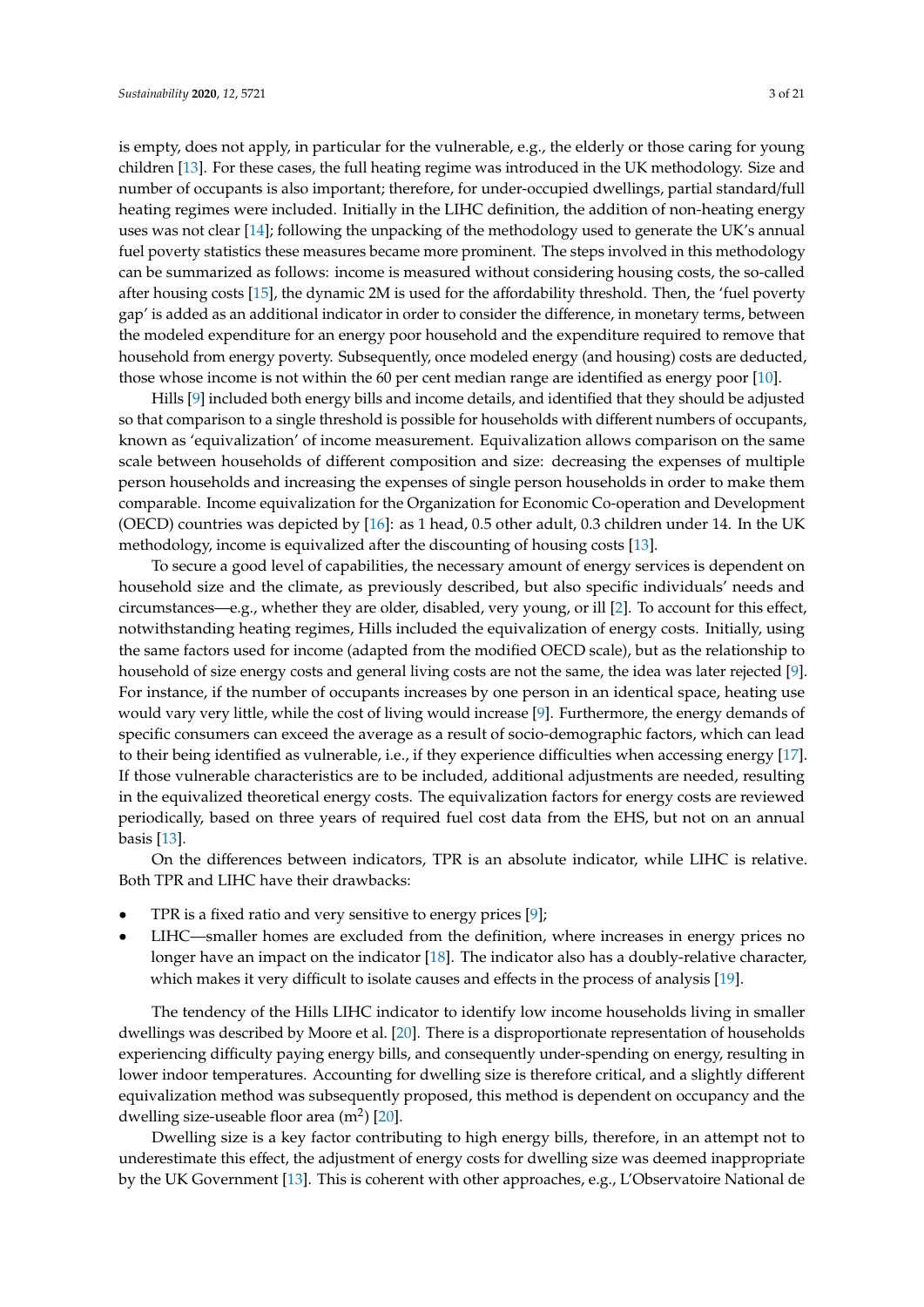is empty, does not apply, in particular for the vulnerable, e.g., the elderly or those caring for young children [13]. For these cases, the full heating regime was introduced in the UK methodology. Size and number of occupants is also important; therefore, for under-occupied dwellings, partial standard/full heating regimes were included. Initially in the LIHC definition, the addition of non-heating energy uses was not clear [14]; following the unpacking of the methodology used to generate the UK's annual fuel poverty statistics these measures became more prominent. The steps involved in this methodology can be summarized as follows: income is measured without considering housing costs, the so-called after housing costs [15], the dynamic 2M is used for the affordability threshold. Then, the 'fuel poverty gap' is added as an additional indicator in order to consider the difference, in monetary terms, between the modeled expenditure for an energy poor household and the expenditure required to remove that household from energy poverty. Subsequently, once modeled energy (and housing) costs are deducted, those whose income is not within the 60 per cent median range are identified as energy poor [10].

Hills [9] included both energy bills and income details, and identified that they should be adjusted so that comparison to a single threshold is possible for households with different numbers of occupants, known as 'equivalization' of income measurement. Equivalization allows comparison on the same scale between households of different composition and size: decreasing the expenses of multiple person households and increasing the expenses of single person households in order to make them comparable. Income equivalization for the Organization for Economic Co-operation and Development (OECD) countries was depicted by [16]: as 1 head, 0.5 other adult, 0.3 children under 14. In the UK methodology, income is equivalized after the discounting of housing costs [13].

To secure a good level of capabilities, the necessary amount of energy services is dependent on household size and the climate, as previously described, but also specific individuals' needs and circumstances—e.g., whether they are older, disabled, very young, or ill [2]. To account for this effect, notwithstanding heating regimes, Hills included the equivalization of energy costs. Initially, using the same factors used for income (adapted from the modified OECD scale), but as the relationship to household of size energy costs and general living costs are not the same, the idea was later rejected [9]. For instance, if the number of occupants increases by one person in an identical space, heating use would vary very little, while the cost of living would increase [9]. Furthermore, the energy demands of specific consumers can exceed the average as a result of socio-demographic factors, which can lead to their being identified as vulnerable, i.e., if they experience difficulties when accessing energy [17]. If those vulnerable characteristics are to be included, additional adjustments are needed, resulting in the equivalized theoretical energy costs. The equivalization factors for energy costs are reviewed periodically, based on three years of required fuel cost data from the EHS, but not on an annual basis [13].

On the differences between indicators, TPR is an absolute indicator, while LIHC is relative. Both TPR and LIHC have their drawbacks:

- TPR is a fixed ratio and very sensitive to energy prices [9];
- LIHC—smaller homes are excluded from the definition, where increases in energy prices no longer have an impact on the indicator [18]. The indicator also has a doubly-relative character, which makes it very difficult to isolate causes and effects in the process of analysis [19].

The tendency of the Hills LIHC indicator to identify low income households living in smaller dwellings was described by Moore et al. [20]. There is a disproportionate representation of households experiencing difficulty paying energy bills, and consequently under-spending on energy, resulting in lower indoor temperatures. Accounting for dwelling size is therefore critical, and a slightly different equivalization method was subsequently proposed, this method is dependent on occupancy and the dwelling size-useable floor area ($m^2$) [20].

Dwelling size is a key factor contributing to high energy bills, therefore, in an attempt not to underestimate this effect, the adjustment of energy costs for dwelling size was deemed inappropriate by the UK Government [13]. This is coherent with other approaches, e.g., L'Observatoire National de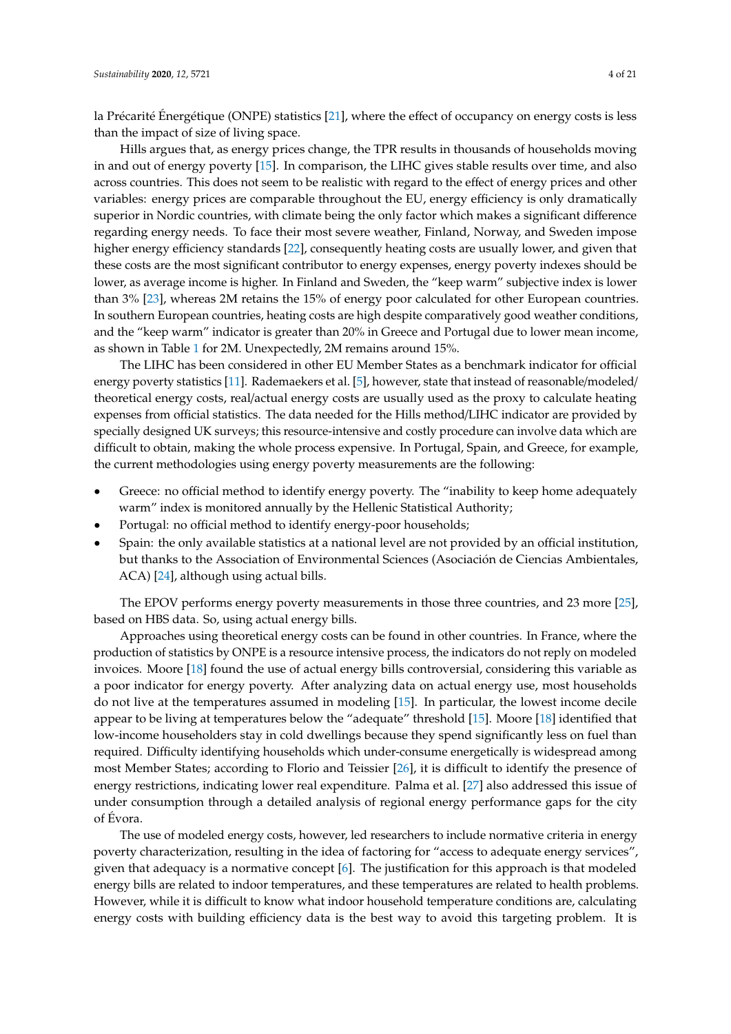la Précarité Énergétique (ONPE) statistics [21], where the effect of occupancy on energy costs is less than the impact of size of living space.

Hills argues that, as energy prices change, the TPR results in thousands of households moving in and out of energy poverty [15]. In comparison, the LIHC gives stable results over time, and also across countries. This does not seem to be realistic with regard to the effect of energy prices and other variables: energy prices are comparable throughout the EU, energy efficiency is only dramatically superior in Nordic countries, with climate being the only factor which makes a significant difference regarding energy needs. To face their most severe weather, Finland, Norway, and Sweden impose higher energy efficiency standards [22], consequently heating costs are usually lower, and given that these costs are the most significant contributor to energy expenses, energy poverty indexes should be lower, as average income is higher. In Finland and Sweden, the "keep warm" subjective index is lower than 3% [23], whereas 2M retains the 15% of energy poor calculated for other European countries. In southern European countries, heating costs are high despite comparatively good weather conditions, and the "keep warm" indicator is greater than 20% in Greece and Portugal due to lower mean income, as shown in Table 1 for 2M. Unexpectedly, 2M remains around 15%.

The LIHC has been considered in other EU Member States as a benchmark indicator for official energy poverty statistics [11]. Rademaekers et al. [5], however, state that instead of reasonable/modeled/theoretical energy costs, real/actual energy costs are usually used as the proxy to calculate heating expenses from official statistics. The data needed for the Hills method/LIHC indicator are provided by specially designed UK surveys; this resource-intensive and costly procedure can involve data which are difficult to obtain, making the whole process expensive. In Portugal, Spain, and Greece, for example, the current methodologies using energy poverty measurements are the following:

- Greece: no official method to identify energy poverty. The "inability to keep home adequately warm" index is monitored annually by the Hellenic Statistical Authority;
- Portugal: no official method to identify energy-poor households;
- Spain: the only available statistics at a national level are not provided by an official institution, but thanks to the Association of Environmental Sciences (Asociación de Ciencias Ambientales, ACA) [24], although using actual bills.

The EPOV performs energy poverty measurements in those three countries, and 23 more [25], based on HBS data. So, using actual energy bills.

Approaches using theoretical energy costs can be found in other countries. In France, where the production of statistics by ONPE is a resource intensive process, the indicators do not reply on modeled invoices. Moore [18] found the use of actual energy bills controversial, considering this variable as a poor indicator for energy poverty. After analyzing data on actual energy use, most households do not live at the temperatures assumed in modeling [15]. In particular, the lowest income decile appear to be living at temperatures below the "adequate" threshold [15]. Moore [18] identified that low-income householders stay in cold dwellings because they spend significantly less on fuel than required. Difficulty identifying households which under-consume energetically is widespread among most Member States; according to Florio and Teissier [26], it is difficult to identify the presence of energy restrictions, indicating lower real expenditure. Palma et al. [27] also addressed this issue of under consumption through a detailed analysis of regional energy performance gaps for the city of Évora.

The use of modeled energy costs, however, led researchers to include normative criteria in energy poverty characterization, resulting in the idea of factoring for "access to adequate energy services", given that adequacy is a normative concept [6]. The justification for this approach is that modeled energy bills are related to indoor temperatures, and these temperatures are related to health problems. However, while it is difficult to know what indoor household temperature conditions are, calculating energy costs with building efficiency data is the best way to avoid this targeting problem. It is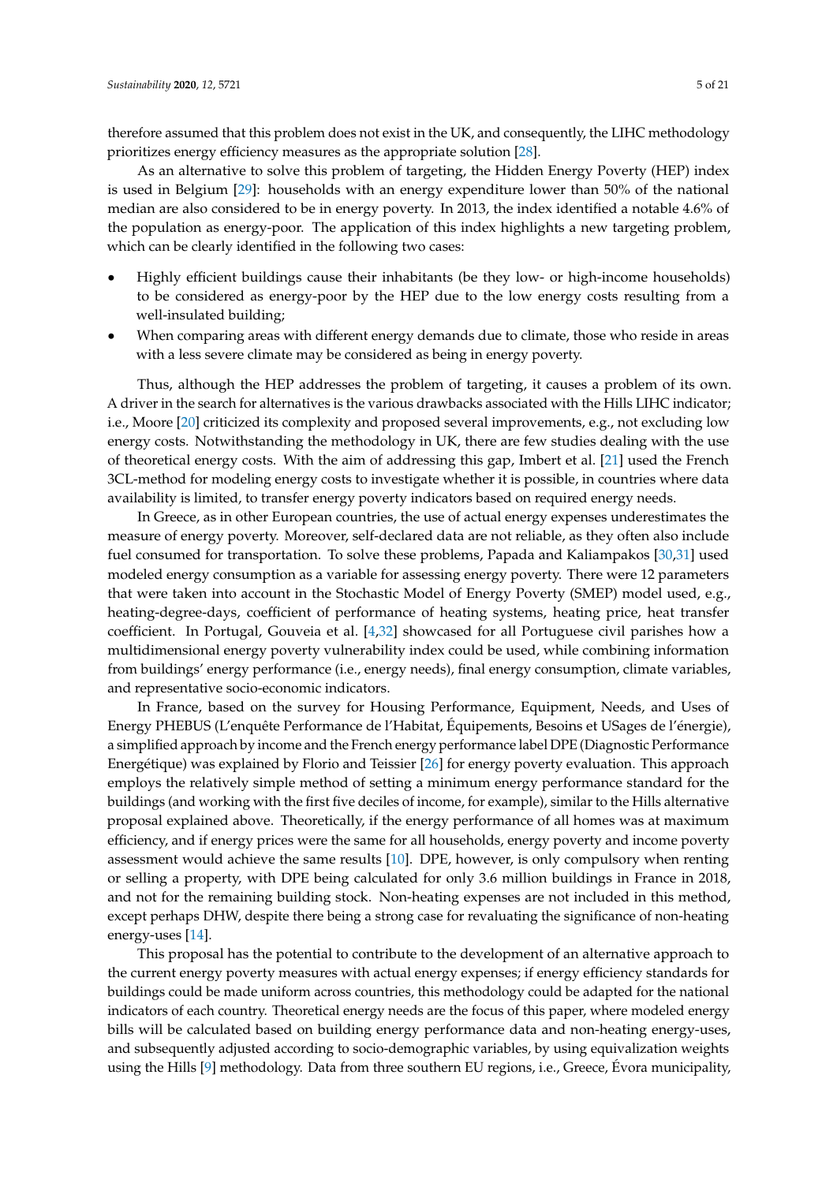therefore assumed that this problem does not exist in the UK, and consequently, the LIHC methodology prioritizes energy efficiency measures as the appropriate solution [28].

As an alternative to solve this problem of targeting, the Hidden Energy Poverty (HEP) index is used in Belgium [29]: households with an energy expenditure lower than 50% of the national median are also considered to be in energy poverty. In 2013, the index identified a notable 4.6% of the population as energy-poor. The application of this index highlights a new targeting problem, which can be clearly identified in the following two cases:

- Highly efficient buildings cause their inhabitants (be they low- or high-income households) to be considered as energy-poor by the HEP due to the low energy costs resulting from a well-insulated building;
- When comparing areas with different energy demands due to climate, those who reside in areas with a less severe climate may be considered as being in energy poverty.

Thus, although the HEP addresses the problem of targeting, it causes a problem of its own. A driver in the search for alternatives is the various drawbacks associated with the Hills LIHC indicator; i.e., Moore [20] criticized its complexity and proposed several improvements, e.g., not excluding low energy costs. Notwithstanding the methodology in UK, there are few studies dealing with the use of theoretical energy costs. With the aim of addressing this gap, Imbert et al. [21] used the French 3CL-method for modeling energy costs to investigate whether it is possible, in countries where data availability is limited, to transfer energy poverty indicators based on required energy needs.

In Greece, as in other European countries, the use of actual energy expenses underestimates the measure of energy poverty. Moreover, self-declared data are not reliable, as they often also include fuel consumed for transportation. To solve these problems, Papada and Kaliampakos [30,31] used modeled energy consumption as a variable for assessing energy poverty. There were 12 parameters that were taken into account in the Stochastic Model of Energy Poverty (SMEP) model used, e.g., heating-degree-days, coefficient of performance of heating systems, heating price, heat transfer coefficient. In Portugal, Gouveia et al. [4,32] showcased for all Portuguese civil parishes how a multidimensional energy poverty vulnerability index could be used, while combining information from buildings' energy performance (i.e., energy needs), final energy consumption, climate variables, and representative socio-economic indicators.

In France, based on the survey for Housing Performance, Equipment, Needs, and Uses of Energy PHEBUS (L'enquête Performance de l'Habitat, Équipements, Besoins et USages de l'énergie), a simplified approach by income and the French energy performance label DPE (Diagnostic Performance Energétique) was explained by Florio and Teissier [26] for energy poverty evaluation. This approach employs the relatively simple method of setting a minimum energy performance standard for the buildings (and working with the first five deciles of income, for example), similar to the Hills alternative proposal explained above. Theoretically, if the energy performance of all homes was at maximum efficiency, and if energy prices were the same for all households, energy poverty and income poverty assessment would achieve the same results [10]. DPE, however, is only compulsory when renting or selling a property, with DPE being calculated for only 3.6 million buildings in France in 2018, and not for the remaining building stock. Non-heating expenses are not included in this method, except perhaps DHW, despite there being a strong case for revaluating the significance of non-heating energy-uses [14].

This proposal has the potential to contribute to the development of an alternative approach to the current energy poverty measures with actual energy expenses; if energy efficiency standards for buildings could be made uniform across countries, this methodology could be adapted for the national indicators of each country. Theoretical energy needs are the focus of this paper, where modeled energy bills will be calculated based on building energy performance data and non-heating energy-uses, and subsequently adjusted according to socio-demographic variables, by using equivalization weights using the Hills [9] methodology. Data from three southern EU regions, i.e., Greece, Évora municipality,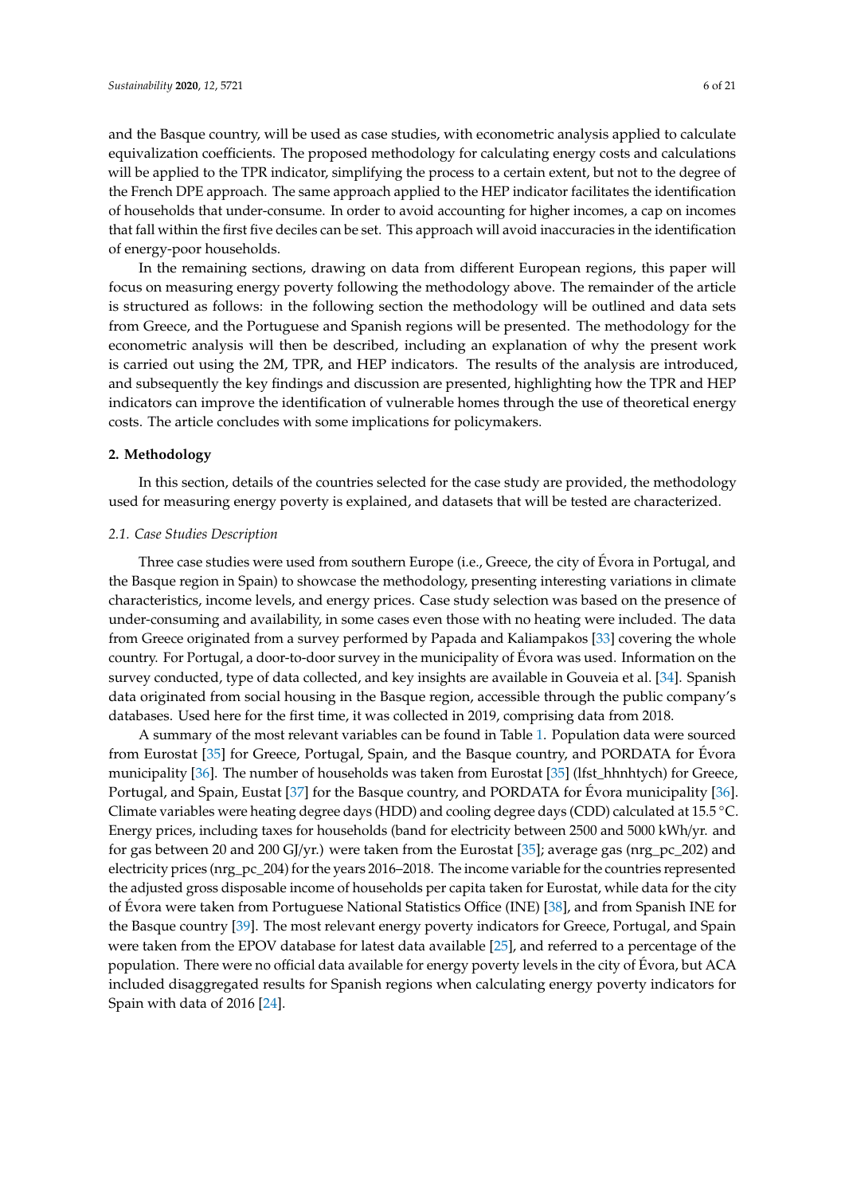and the Basque country, will be used as case studies, with econometric analysis applied to calculate equivalization coefficients. The proposed methodology for calculating energy costs and calculations will be applied to the TPR indicator, simplifying the process to a certain extent, but not to the degree of the French DPE approach. The same approach applied to the HEP indicator facilitates the identification of households that under-consume. In order to avoid accounting for higher incomes, a cap on incomes that fall within the first five deciles can be set. This approach will avoid inaccuracies in the identification of energy-poor households.

In the remaining sections, drawing on data from different European regions, this paper will focus on measuring energy poverty following the methodology above. The remainder of the article is structured as follows: in the following section the methodology will be outlined and data sets from Greece, and the Portuguese and Spanish regions will be presented. The methodology for the econometric analysis will then be described, including an explanation of why the present work is carried out using the 2M, TPR, and HEP indicators. The results of the analysis are introduced, and subsequently the key findings and discussion are presented, highlighting how the TPR and HEP indicators can improve the identification of vulnerable homes through the use of theoretical energy costs. The article concludes with some implications for policymakers.

## 2. Methodology

In this section, details of the countries selected for the case study are provided, the methodology used for measuring energy poverty is explained, and datasets that will be tested are characterized.

### *2.1. Case Studies Description*

Three case studies were used from southern Europe (i.e., Greece, the city of Évora in Portugal, and the Basque region in Spain) to showcase the methodology, presenting interesting variations in climate characteristics, income levels, and energy prices. Case study selection was based on the presence of under-consuming and availability, in some cases even those with no heating were included. The data from Greece originated from a survey performed by Papada and Kaliampakos [33] covering the whole country. For Portugal, a door-to-door survey in the municipality of Évora was used. Information on the survey conducted, type of data collected, and key insights are available in Gouveia et al. [34]. Spanish data originated from social housing in the Basque region, accessible through the public company's databases. Used here for the first time, it was collected in 2019, comprising data from 2018.

A summary of the most relevant variables can be found in Table 1. Population data were sourced from Eurostat [35] for Greece, Portugal, Spain, and the Basque country, and PORDATA for Évora municipality [36]. The number of households was taken from Eurostat [35] (lfst_hhnhtych) for Greece, Portugal, and Spain, Eustat [37] for the Basque country, and PORDATA for Évora municipality [36]. Climate variables were heating degree days (HDD) and cooling degree days (CDD) calculated at 15.5 °C. Energy prices, including taxes for households (band for electricity between 2500 and 5000 kWh/yr. and for gas between 20 and 200 GJ/yr.) were taken from the Eurostat [35]; average gas (nrg_pc_202) and electricity prices (nrg_pc_204) for the years 2016–2018. The income variable for the countries represented the adjusted gross disposable income of households per capita taken for Eurostat, while data for the city of Évora were taken from Portuguese National Statistics Office (INE) [38], and from Spanish INE for the Basque country [39]. The most relevant energy poverty indicators for Greece, Portugal, and Spain were taken from the EPOV database for latest data available [25], and referred to a percentage of the population. There were no official data available for energy poverty levels in the city of Évora, but ACA included disaggregated results for Spanish regions when calculating energy poverty indicators for Spain with data of 2016 [24].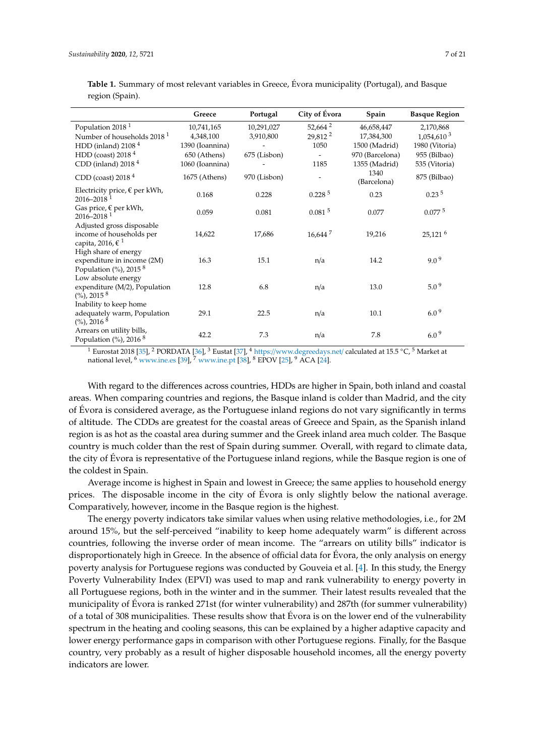**Table 1.** Summary of most relevant variables in Greece, Évora municipality (Portugal), and Basque region (Spain).

| | Greece | Portugal | City of Évora | Spain | Basque Region |
|---|---|---|---|---|---|
| Population 2018 [1] | 10,741,165 | 10,291,027 | 52,664 [2] | 46,658,447 | 2,170,868 |
| Number of households 2018 [1] | 4,348,100 | 3,910,800 | 29,812 [2] | 17,384,300 | 1,054,610 [3] |
| HDD (inland) 2108 [4] | 1390 (Ioannina) | - | 1050 | 1500 (Madrid) | 1980 (Vitoria) |
| HDD (coast) 2018 [4] | 650 (Athens) | 675 (Lisbon) | - | 970 (Barcelona) | 955 (Bilbao) |
| CDD (inland) 2018 [4] | 1060 (Ioannina) | - | 1185 | 1355 (Madrid) | 535 (Vitoria) |
| CDD (coast) 2018 [4] | 1675 (Athens) | 970 (Lisbon) | - | 1340 (Barcelona) | 875 (Bilbao) |
| Electricity price, € per kWh, 2016–2018 [1] | 0.168 | 0.228 | 0.228 [5] | 0.23 | 0.23 [5] |
| Gas price, € per kWh, 2016–2018 [1] | 0.059 | 0.081 | 0.081 [5] | 0.077 | 0.077 [5] |
| Adjusted gross disposable income of households per capita, 2016, € [1] | 14,622 | 17,686 | 16,644 [7] | 19,216 | 25,121 [6] |
| High share of energy expenditure in income (2M) Population (%), 2015 [8] | 16.3 | 15.1 | n/a | 14.2 | 9.0 [9] |
| Low absolute energy expenditure (M/2), Population (%), 2015 [8] | 12.8 | 6.8 | n/a | 13.0 | 5.0 [9] |
| Inability to keep home adequately warm, Population (%), 2016 [8] | 29.1 | 22.5 | n/a | 10.1 | 6.0 [9] |
| Arrears on utility bills, Population (%), 2016 [8] | 42.2 | 7.3 | n/a | 7.8 | 6.0 [9] |

[1] Eurostat 2018 [35], [2] PORDATA [36], [3] Eustat [37], [4] https://www.degreedays.net/ calculated at 15.5 °C, [5] Market at national level, [6] www.ine.es [39], [7] www.ine.pt [38], [8] EPOV [25], [9] ACA [24].

With regard to the differences across countries, HDDs are higher in Spain, both inland and coastal areas. When comparing countries and regions, the Basque inland is colder than Madrid, and the city of Évora is considered average, as the Portuguese inland regions do not vary significantly in terms of altitude. The CDDs are greatest for the coastal areas of Greece and Spain, as the Spanish inland region is as hot as the coastal area during summer and the Greek inland area much colder. The Basque country is much colder than the rest of Spain during summer. Overall, with regard to climate data, the city of Évora is representative of the Portuguese inland regions, while the Basque region is one of the coldest in Spain.

Average income is highest in Spain and lowest in Greece; the same applies to household energy prices. The disposable income in the city of Évora is only slightly below the national average. Comparatively, however, income in the Basque region is the highest.

The energy poverty indicators take similar values when using relative methodologies, i.e., for 2M around 15%, but the self-perceived "inability to keep home adequately warm" is different across countries, following the inverse order of mean income. The "arrears on utility bills" indicator is disproportionately high in Greece. In the absence of official data for Évora, the only analysis on energy poverty analysis for Portuguese regions was conducted by Gouveia et al. [4]. In this study, the Energy Poverty Vulnerability Index (EPVI) was used to map and rank vulnerability to energy poverty in all Portuguese regions, both in the winter and in the summer. Their latest results revealed that the municipality of Évora is ranked 271st (for winter vulnerability) and 287th (for summer vulnerability) of a total of 308 municipalities. These results show that Évora is on the lower end of the vulnerability spectrum in the heating and cooling seasons, this can be explained by a higher adaptive capacity and lower energy performance gaps in comparison with other Portuguese regions. Finally, for the Basque country, very probably as a result of higher disposable household incomes, all the energy poverty indicators are lower.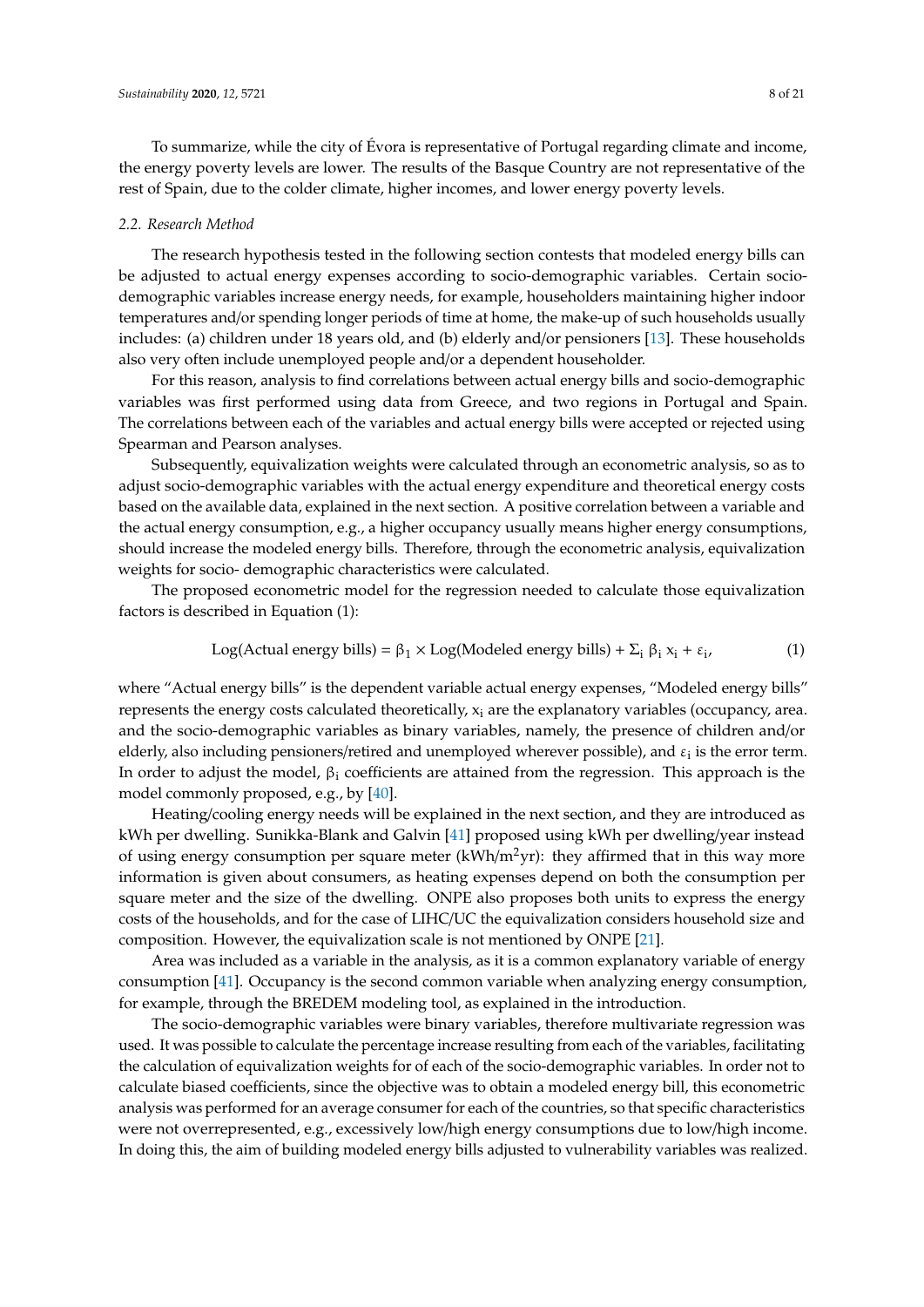To summarize, while the city of Évora is representative of Portugal regarding climate and income, the energy poverty levels are lower. The results of the Basque Country are not representative of the rest of Spain, due to the colder climate, higher incomes, and lower energy poverty levels.

### *2.2. Research Method*

The research hypothesis tested in the following section contests that modeled energy bills can be adjusted to actual energy expenses according to socio-demographic variables. Certain socio-demographic variables increase energy needs, for example, householders maintaining higher indoor temperatures and/or spending longer periods of time at home, the make-up of such households usually includes: (a) children under 18 years old, and (b) elderly and/or pensioners [13]. These households also very often include unemployed people and/or a dependent householder.

For this reason, analysis to find correlations between actual energy bills and socio-demographic variables was first performed using data from Greece, and two regions in Portugal and Spain. The correlations between each of the variables and actual energy bills were accepted or rejected using Spearman and Pearson analyses.

Subsequently, equivalization weights were calculated through an econometric analysis, so as to adjust socio-demographic variables with the actual energy expenditure and theoretical energy costs based on the available data, explained in the next section. A positive correlation between a variable and the actual energy consumption, e.g., a higher occupancy usually means higher energy consumptions, should increase the modeled energy bills. Therefore, through the econometric analysis, equivalization weights for socio- demographic characteristics were calculated.

The proposed econometric model for the regression needed to calculate those equivalization factors is described in Equation (1):

$$\text{Log(Actual energy bills)} = \beta_1 \times \text{Log(Modeled energy bills)} + \Sigma_i \beta_i x_i + \varepsilon_i, \quad (1)$$

where "Actual energy bills" is the dependent variable actual energy expenses, "Modeled energy bills" represents the energy costs calculated theoretically, $x_i$ are the explanatory variables (occupancy, area. and the socio-demographic variables as binary variables, namely, the presence of children and/or elderly, also including pensioners/retired and unemployed wherever possible), and $\varepsilon_i$ is the error term. In order to adjust the model, $\beta_i$ coefficients are attained from the regression. This approach is the model commonly proposed, e.g., by [40].

Heating/cooling energy needs will be explained in the next section, and they are introduced as kWh per dwelling. Sunikka-Blank and Galvin [41] proposed using kWh per dwelling/year instead of using energy consumption per square meter (kWh/m$^2$yr): they affirmed that in this way more information is given about consumers, as heating expenses depend on both the consumption per square meter and the size of the dwelling. ONPE also proposes both units to express the energy costs of the households, and for the case of LIHC/UC the equivalization considers household size and composition. However, the equivalization scale is not mentioned by ONPE [21].

Area was included as a variable in the analysis, as it is a common explanatory variable of energy consumption [41]. Occupancy is the second common variable when analyzing energy consumption, for example, through the BREDEM modeling tool, as explained in the introduction.

The socio-demographic variables were binary variables, therefore multivariate regression was used. It was possible to calculate the percentage increase resulting from each of the variables, facilitating the calculation of equivalization weights for of each of the socio-demographic variables. In order not to calculate biased coefficients, since the objective was to obtain a modeled energy bill, this econometric analysis was performed for an average consumer for each of the countries, so that specific characteristics were not overrepresented, e.g., excessively low/high energy consumptions due to low/high income. In doing this, the aim of building modeled energy bills adjusted to vulnerability variables was realized.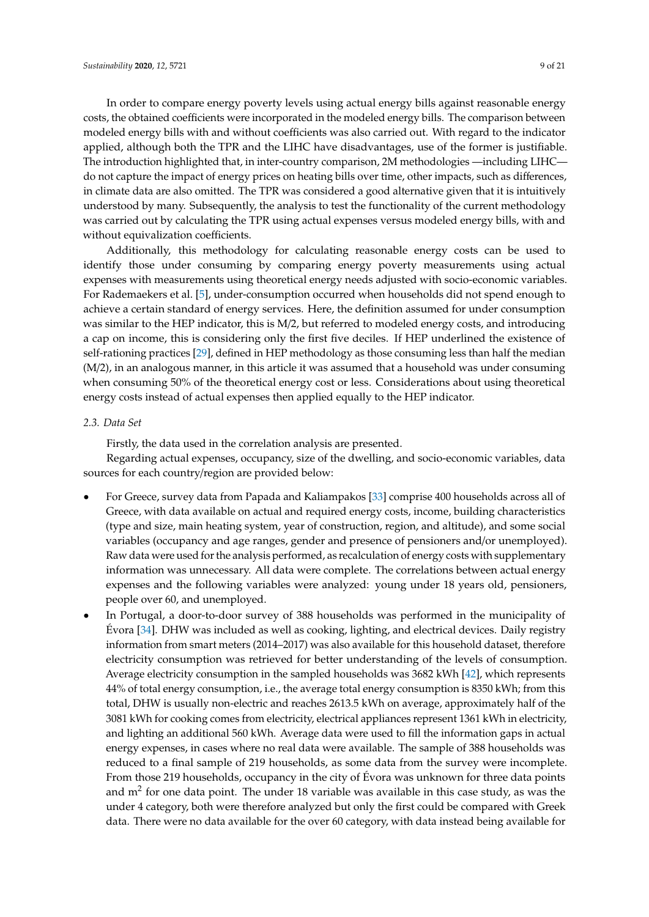In order to compare energy poverty levels using actual energy bills against reasonable energy costs, the obtained coefficients were incorporated in the modeled energy bills. The comparison between modeled energy bills with and without coefficients was also carried out. With regard to the indicator applied, although both the TPR and the LIHC have disadvantages, use of the former is justifiable. The introduction highlighted that, in inter-country comparison, 2M methodologies —including LIHC— do not capture the impact of energy prices on heating bills over time, other impacts, such as differences, in climate data are also omitted. The TPR was considered a good alternative given that it is intuitively understood by many. Subsequently, the analysis to test the functionality of the current methodology was carried out by calculating the TPR using actual expenses versus modeled energy bills, with and without equivalization coefficients.

Additionally, this methodology for calculating reasonable energy costs can be used to identify those under consuming by comparing energy poverty measurements using actual expenses with measurements using theoretical energy needs adjusted with socio-economic variables. For Rademaekers et al. [5], under-consumption occurred when households did not spend enough to achieve a certain standard of energy services. Here, the definition assumed for under consumption was similar to the HEP indicator, this is M/2, but referred to modeled energy costs, and introducing a cap on income, this is considering only the first five deciles. If HEP underlined the existence of self-rationing practices [29], defined in HEP methodology as those consuming less than half the median (M/2), in an analogous manner, in this article it was assumed that a household was under consuming when consuming 50% of the theoretical energy cost or less. Considerations about using theoretical energy costs instead of actual expenses then applied equally to the HEP indicator.

### *2.3. Data Set*

Firstly, the data used in the correlation analysis are presented.

Regarding actual expenses, occupancy, size of the dwelling, and socio-economic variables, data sources for each country/region are provided below:

- For Greece, survey data from Papada and Kaliampakos [33] comprise 400 households across all of Greece, with data available on actual and required energy costs, income, building characteristics (type and size, main heating system, year of construction, region, and altitude), and some social variables (occupancy and age ranges, gender and presence of pensioners and/or unemployed). Raw data were used for the analysis performed, as recalculation of energy costs with supplementary information was unnecessary. All data were complete. The correlations between actual energy expenses and the following variables were analyzed: young under 18 years old, pensioners, people over 60, and unemployed.
- In Portugal, a door-to-door survey of 388 households was performed in the municipality of Évora [34]. DHW was included as well as cooking, lighting, and electrical devices. Daily registry information from smart meters (2014–2017) was also available for this household dataset, therefore electricity consumption was retrieved for better understanding of the levels of consumption. Average electricity consumption in the sampled households was 3682 kWh [42], which represents 44% of total energy consumption, i.e., the average total energy consumption is 8350 kWh; from this total, DHW is usually non-electric and reaches 2613.5 kWh on average, approximately half of the 3081 kWh for cooking comes from electricity, electrical appliances represent 1361 kWh in electricity, and lighting an additional 560 kWh. Average data were used to fill the information gaps in actual energy expenses, in cases where no real data were available. The sample of 388 households was reduced to a final sample of 219 households, as some data from the survey were incomplete. From those 219 households, occupancy in the city of Évora was unknown for three data points and $m^2$ for one data point. The under 18 variable was available in this case study, as was the under 4 category, both were therefore analyzed but only the first could be compared with Greek data. There were no data available for the over 60 category, with data instead being available for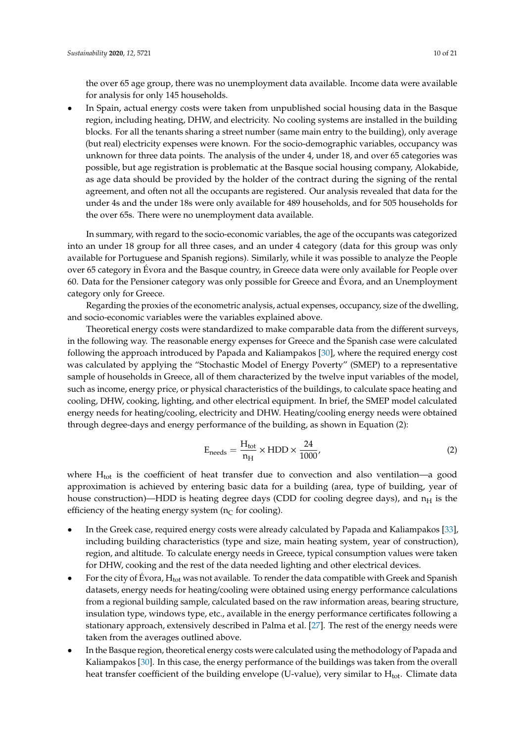the over 65 age group, there was no unemployment data available. Income data were available for analysis for only 145 households.

- In Spain, actual energy costs were taken from unpublished social housing data in the Basque region, including heating, DHW, and electricity. No cooling systems are installed in the building blocks. For all the tenants sharing a street number (same main entry to the building), only average (but real) electricity expenses were known. For the socio-demographic variables, occupancy was unknown for three data points. The analysis of the under 4, under 18, and over 65 categories was possible, but age registration is problematic at the Basque social housing company, Alokabide, as age data should be provided by the holder of the contract during the signing of the rental agreement, and often not all the occupants are registered. Our analysis revealed that data for the under 4s and the under 18s were only available for 489 households, and for 505 households for the over 65s. There were no unemployment data available.

In summary, with regard to the socio-economic variables, the age of the occupants was categorized into an under 18 group for all three cases, and an under 4 category (data for this group was only available for Portuguese and Spanish regions). Similarly, while it was possible to analyze the People over 65 category in Évora and the Basque country, in Greece data were only available for People over 60. Data for the Pensioner category was only possible for Greece and Évora, and an Unemployment category only for Greece.

Regarding the proxies of the econometric analysis, actual expenses, occupancy, size of the dwelling, and socio-economic variables were the variables explained above.

Theoretical energy costs were standardized to make comparable data from the different surveys, in the following way. The reasonable energy expenses for Greece and the Spanish case were calculated following the approach introduced by Papada and Kaliampakos [30], where the required energy cost was calculated by applying the "Stochastic Model of Energy Poverty" (SMEP) to a representative sample of households in Greece, all of them characterized by the twelve input variables of the model, such as income, energy price, or physical characteristics of the buildings, to calculate space heating and cooling, DHW, cooking, lighting, and other electrical equipment. In brief, the SMEP model calculated energy needs for heating/cooling, electricity and DHW. Heating/cooling energy needs were obtained through degree-days and energy performance of the building, as shown in Equation (2):

$$E_{needs} = \frac{H_{tot}}{n_H} \times HDD \times \frac{24}{1000}, \quad (2)$$

where $H_{tot}$ is the coefficient of heat transfer due to convection and also ventilation—a good approximation is achieved by entering basic data for a building (area, type of building, year of house construction)—HDD is heating degree days (CDD for cooling degree days), and $n_H$ is the efficiency of the heating energy system ($n_C$ for cooling).

- In the Greek case, required energy costs were already calculated by Papada and Kaliampakos [33], including building characteristics (type and size, main heating system, year of construction), region, and altitude. To calculate energy needs in Greece, typical consumption values were taken for DHW, cooking and the rest of the data needed lighting and other electrical devices.
- For the city of Évora, $H_{tot}$ was not available. To render the data compatible with Greek and Spanish datasets, energy needs for heating/cooling were obtained using energy performance calculations from a regional building sample, calculated based on the raw information areas, bearing structure, insulation type, windows type, etc., available in the energy performance certificates following a stationary approach, extensively described in Palma et al. [27]. The rest of the energy needs were taken from the averages outlined above.
- In the Basque region, theoretical energy costs were calculated using the methodology of Papada and Kaliampakos [30]. In this case, the energy performance of the buildings was taken from the overall heat transfer coefficient of the building envelope (U-value), very similar to $H_{tot}$. Climate data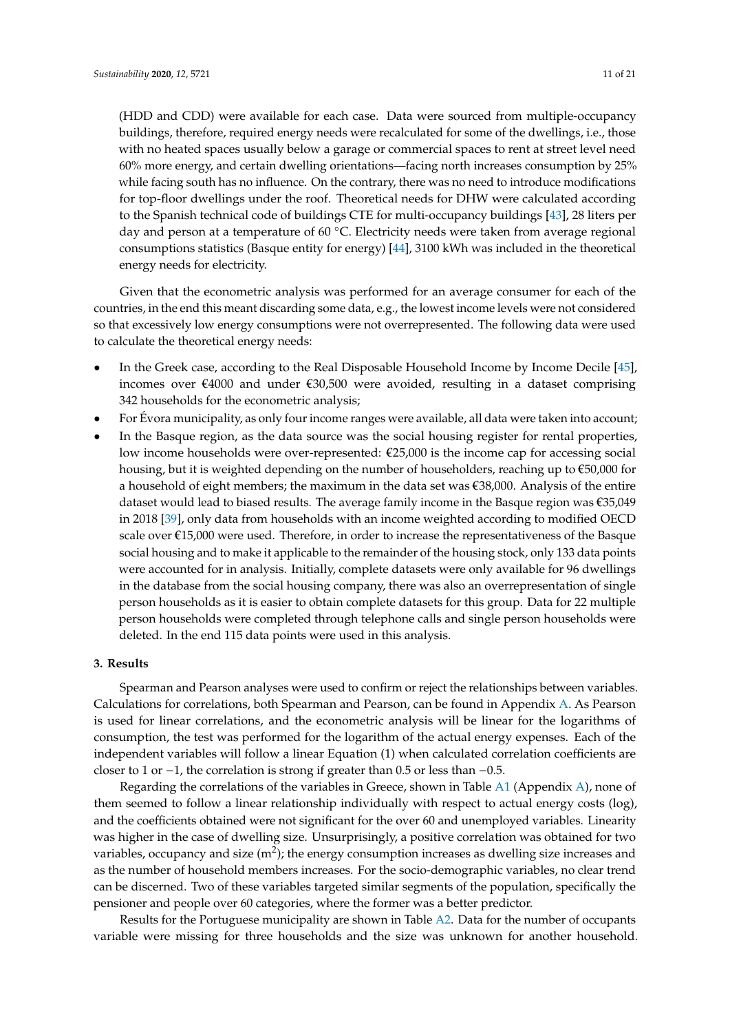(HDD and CDD) were available for each case. Data were sourced from multiple-occupancy buildings, therefore, required energy needs were recalculated for some of the dwellings, i.e., those with no heated spaces usually below a garage or commercial spaces to rent at street level need 60% more energy, and certain dwelling orientations—facing north increases consumption by 25% while facing south has no influence. On the contrary, there was no need to introduce modifications for top-floor dwellings under the roof. Theoretical needs for DHW were calculated according to the Spanish technical code of buildings CTE for multi-occupancy buildings [43], 28 liters per day and person at a temperature of 60 °C. Electricity needs were taken from average regional consumptions statistics (Basque entity for energy) [44], 3100 kWh was included in the theoretical energy needs for electricity.

Given that the econometric analysis was performed for an average consumer for each of the countries, in the end this meant discarding some data, e.g., the lowest income levels were not considered so that excessively low energy consumptions were not overrepresented. The following data were used to calculate the theoretical energy needs:

- In the Greek case, according to the Real Disposable Household Income by Income Decile [45], incomes over €4000 and under €30,500 were avoided, resulting in a dataset comprising 342 households for the econometric analysis;
- For Évora municipality, as only four income ranges were available, all data were taken into account;
- In the Basque region, as the data source was the social housing register for rental properties, low income households were over-represented: €25,000 is the income cap for accessing social housing, but it is weighted depending on the number of householders, reaching up to €50,000 for a household of eight members; the maximum in the data set was €38,000. Analysis of the entire dataset would lead to biased results. The average family income in the Basque region was €35,049 in 2018 [39], only data from households with an income weighted according to modified OECD scale over €15,000 were used. Therefore, in order to increase the representativeness of the Basque social housing and to make it applicable to the remainder of the housing stock, only 133 data points were accounted for in analysis. Initially, complete datasets were only available for 96 dwellings in the database from the social housing company, there was also an overrepresentation of single person households as it is easier to obtain complete datasets for this group. Data for 22 multiple person households were completed through telephone calls and single person households were deleted. In the end 115 data points were used in this analysis.

## 3. Results

Spearman and Pearson analyses were used to confirm or reject the relationships between variables. Calculations for correlations, both Spearman and Pearson, can be found in Appendix A. As Pearson is used for linear correlations, and the econometric analysis will be linear for the logarithms of consumption, the test was performed for the logarithm of the actual energy expenses. Each of the independent variables will follow a linear Equation (1) when calculated correlation coefficients are closer to 1 or −1, the correlation is strong if greater than 0.5 or less than −0.5.

Regarding the correlations of the variables in Greece, shown in Table A1 (Appendix A), none of them seemed to follow a linear relationship individually with respect to actual energy costs (log), and the coefficients obtained were not significant for the over 60 and unemployed variables. Linearity was higher in the case of dwelling size. Unsurprisingly, a positive correlation was obtained for two variables, occupancy and size ($m^2$); the energy consumption increases as dwelling size increases and as the number of household members increases. For the socio-demographic variables, no clear trend can be discerned. Two of these variables targeted similar segments of the population, specifically the pensioner and people over 60 categories, where the former was a better predictor.

Results for the Portuguese municipality are shown in Table A2. Data for the number of occupants variable were missing for three households and the size was unknown for another household.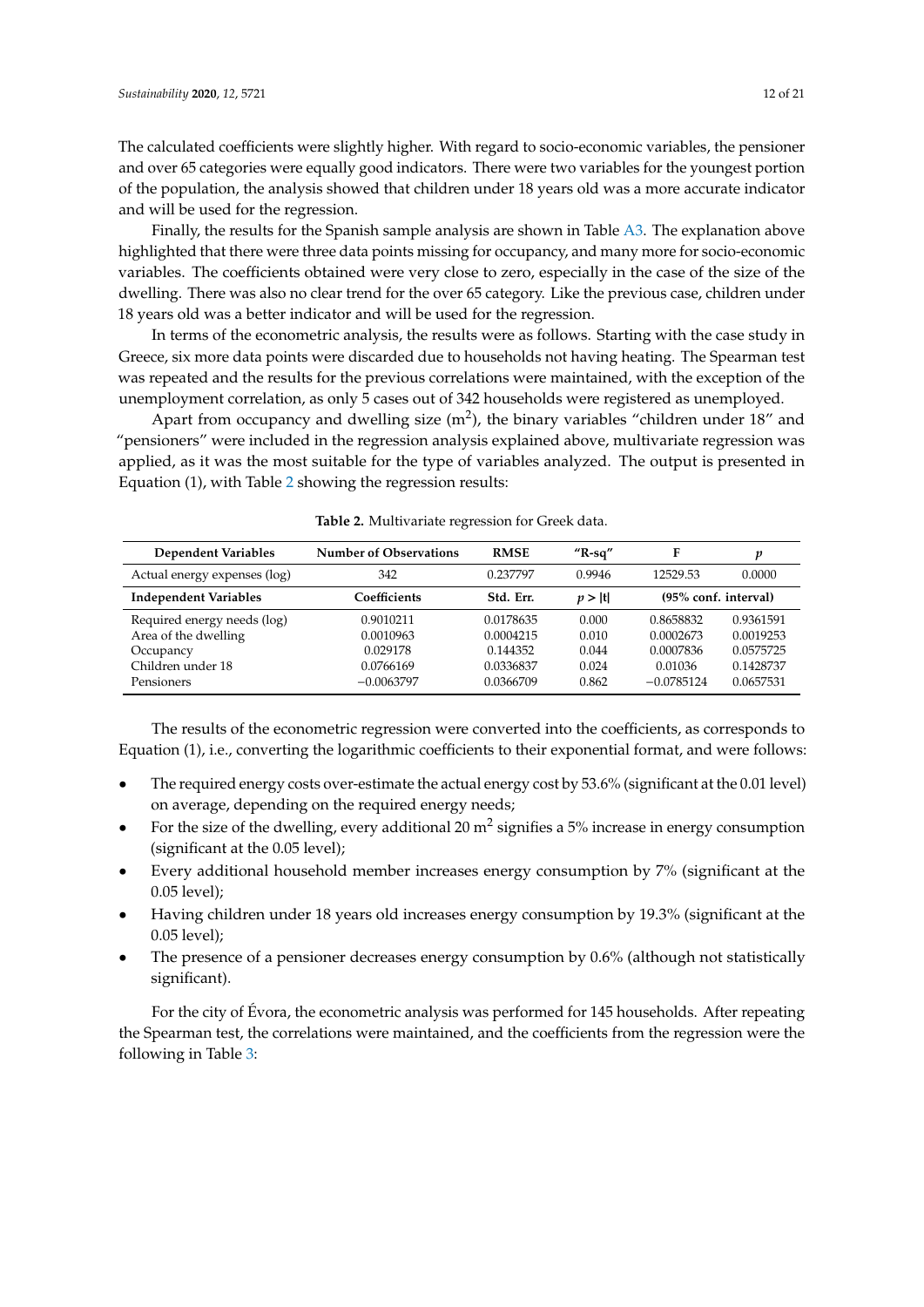The calculated coefficients were slightly higher. With regard to socio-economic variables, the pensioner and over 65 categories were equally good indicators. There were two variables for the youngest portion of the population, the analysis showed that children under 18 years old was a more accurate indicator and will be used for the regression.

Finally, the results for the Spanish sample analysis are shown in Table A3. The explanation above highlighted that there were three data points missing for occupancy, and many more for socio-economic variables. The coefficients obtained were very close to zero, especially in the case of the size of the dwelling. There was also no clear trend for the over 65 category. Like the previous case, children under 18 years old was a better indicator and will be used for the regression.

In terms of the econometric analysis, the results were as follows. Starting with the case study in Greece, six more data points were discarded due to households not having heating. The Spearman test was repeated and the results for the previous correlations were maintained, with the exception of the unemployment correlation, as only 5 cases out of 342 households were registered as unemployed.

Apart from occupancy and dwelling size ($m^2$), the binary variables "children under 18" and "pensioners" were included in the regression analysis explained above, multivariate regression was applied, as it was the most suitable for the type of variables analyzed. The output is presented in Equation (1), with Table 2 showing the regression results:

**Table 2.** Multivariate regression for Greek data.

| Dependent Variables | Number of Observations | RMSE | "R-sq" | F | $p$ |
|---|---|---|---|---|---|
| Actual energy expenses (log) | 342 | 0.237797 | 0.9946 | 12529.53 | 0.0000 |
| **Independent Variables** | **Coefficients** | **Std. Err.** | $p > \lvert t \rvert$ | **(95% conf. interval)** | |
| Required energy needs (log) | 0.9010211 | 0.0178635 | 0.000 | 0.8658832 | 0.9361591 |
| Area of the dwelling | 0.0010963 | 0.0004215 | 0.010 | 0.0002673 | 0.0019253 |
| Occupancy | 0.029178 | 0.144352 | 0.044 | 0.0007836 | 0.0575725 |
| Children under 18 | 0.0766169 | 0.0336837 | 0.024 | 0.01036 | 0.1428737 |
| Pensioners | −0.0063797 | 0.0366709 | 0.862 | −0.0785124 | 0.0657531 |

The results of the econometric regression were converted into the coefficients, as corresponds to Equation (1), i.e., converting the logarithmic coefficients to their exponential format, and were follows:

- The required energy costs over-estimate the actual energy cost by 53.6% (significant at the 0.01 level) on average, depending on the required energy needs;
- For the size of the dwelling, every additional 20 $m^2$ signifies a 5% increase in energy consumption (significant at the 0.05 level);
- Every additional household member increases energy consumption by 7% (significant at the 0.05 level);
- Having children under 18 years old increases energy consumption by 19.3% (significant at the 0.05 level);
- The presence of a pensioner decreases energy consumption by 0.6% (although not statistically significant).

For the city of Évora, the econometric analysis was performed for 145 households. After repeating the Spearman test, the correlations were maintained, and the coefficients from the regression were the following in Table 3: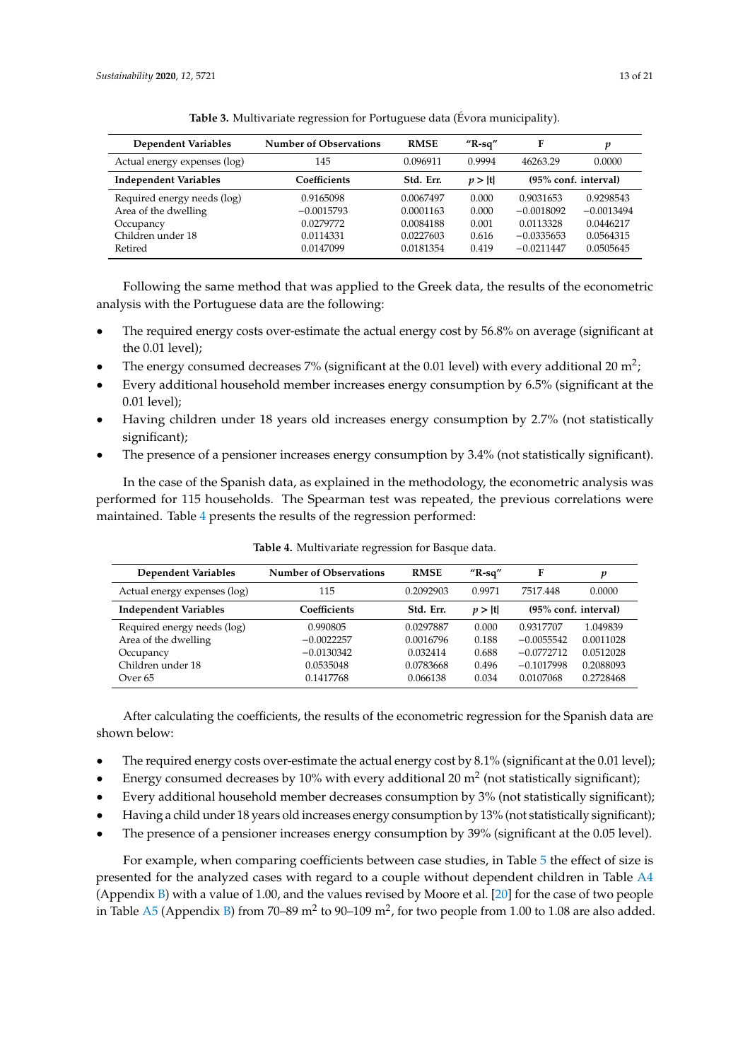**Table 3.** Multivariate regression for Portuguese data (Évora municipality).

| Dependent Variables | Number of Observations | RMSE | "R-sq" | F | $p$ |
|---|---|---|---|---|---|
| Actual energy expenses (log) | 145 | 0.096911 | 0.9994 | 46263.29 | 0.0000 |
| **Independent Variables** | **Coefficients** | **Std. Err.** | $p > \|t\|$ | **(95% conf. interval)** | |
| Required energy needs (log) | 0.9165098 | 0.0067497 | 0.000 | 0.9031653 | 0.9298543 |
| Area of the dwelling | −0.0015793 | 0.0001163 | 0.000 | −0.0018092 | −0.0013494 |
| Occupancy | 0.0279772 | 0.0084188 | 0.001 | 0.0113328 | 0.0446217 |
| Children under 18 | 0.0114331 | 0.0227603 | 0.616 | −0.0335653 | 0.0564315 |
| Retired | 0.0147099 | 0.0181354 | 0.419 | −0.0211447 | 0.0505645 |

Following the same method that was applied to the Greek data, the results of the econometric analysis with the Portuguese data are the following:

- The required energy costs over-estimate the actual energy cost by 56.8% on average (significant at the 0.01 level);
- The energy consumed decreases 7% (significant at the 0.01 level) with every additional 20 $m^2$;
- Every additional household member increases energy consumption by 6.5% (significant at the 0.01 level);
- Having children under 18 years old increases energy consumption by 2.7% (not statistically significant);
- The presence of a pensioner increases energy consumption by 3.4% (not statistically significant).

In the case of the Spanish data, as explained in the methodology, the econometric analysis was performed for 115 households. The Spearman test was repeated, the previous correlations were maintained. Table 4 presents the results of the regression performed:

**Table 4.** Multivariate regression for Basque data.

| Dependent Variables | Number of Observations | RMSE | "R-sq" | F | $p$ |
|---|---|---|---|---|---|
| Actual energy expenses (log) | 115 | 0.2092903 | 0.9971 | 7517.448 | 0.0000 |
| **Independent Variables** | **Coefficients** | **Std. Err.** | $p > \|t\|$ | **(95% conf. interval)** | |
| Required energy needs (log) | 0.990805 | 0.0297887 | 0.000 | 0.9317707 | 1.049839 |
| Area of the dwelling | −0.0022257 | 0.0016796 | 0.188 | −0.0055542 | 0.0011028 |
| Occupancy | −0.0130342 | 0.032414 | 0.688 | −0.0772712 | 0.0512028 |
| Children under 18 | 0.0535048 | 0.0783668 | 0.496 | −0.1017998 | 0.2088093 |
| Over 65 | 0.1417768 | 0.066138 | 0.034 | 0.0107068 | 0.2728468 |

After calculating the coefficients, the results of the econometric regression for the Spanish data are shown below:

- The required energy costs over-estimate the actual energy cost by 8.1% (significant at the 0.01 level);
- Energy consumed decreases by 10% with every additional 20 $m^2$ (not statistically significant);
- Every additional household member decreases consumption by 3% (not statistically significant);
- Having a child under 18 years old increases energy consumption by 13% (not statistically significant);
- The presence of a pensioner increases energy consumption by 39% (significant at the 0.05 level).

For example, when comparing coefficients between case studies, in Table 5 the effect of size is presented for the analyzed cases with regard to a couple without dependent children in Table A4 (Appendix B) with a value of 1.00, and the values revised by Moore et al. [20] for the case of two people in Table A5 (Appendix B) from 70–89 $m^2$ to 90–109 $m^2$, for two people from 1.00 to 1.08 are also added.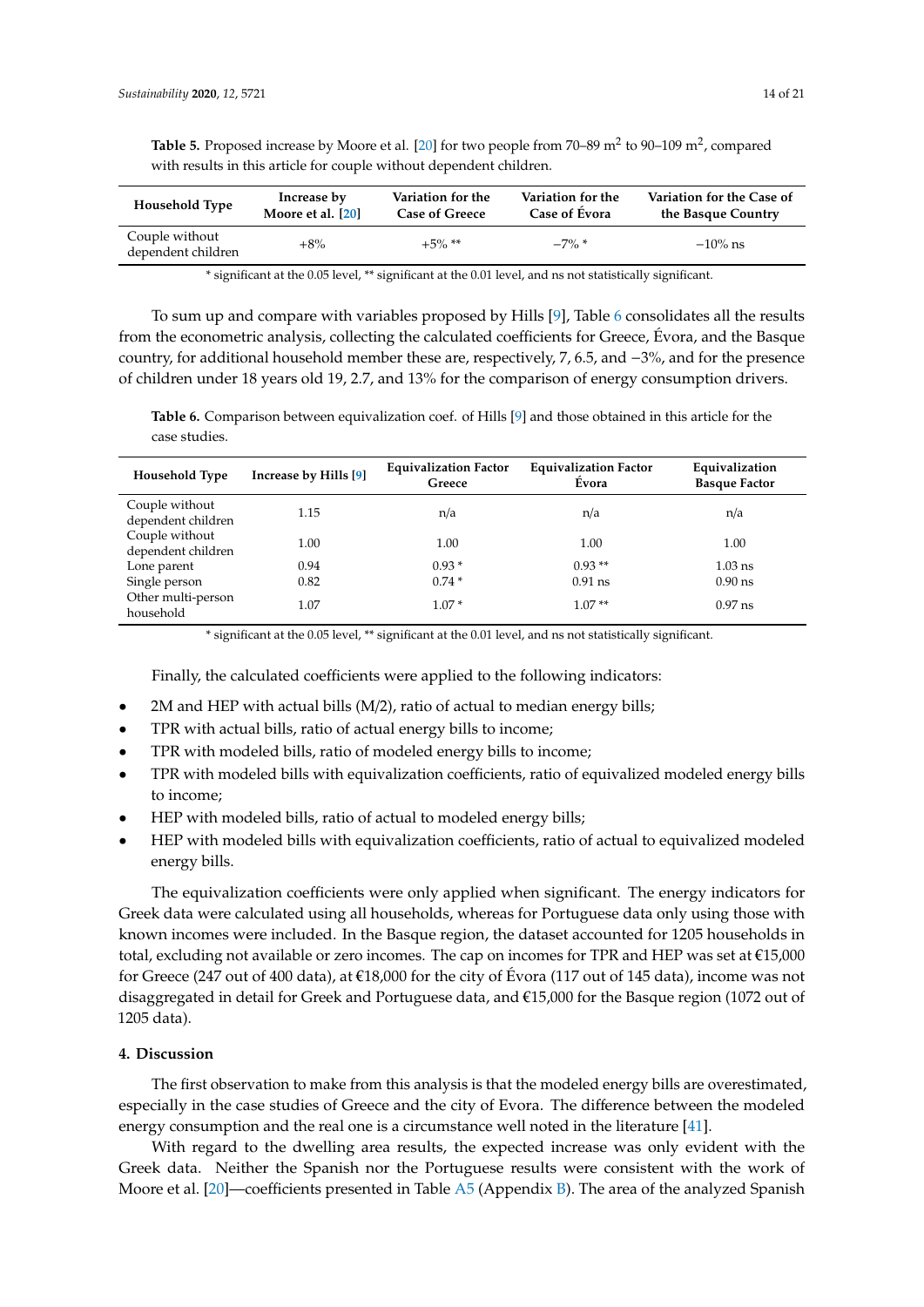**Table 5.** Proposed increase by Moore et al. [20] for two people from 70–89 $m^2$ to 90–109 $m^2$, compared with results in this article for couple without dependent children.

| Household Type | Increase by Moore et al. [20] | Variation for the Case of Greece | Variation for the Case of Évora | Variation for the Case of the Basque Country |
|---|---|---|---|---|
| Couple without dependent children | +8% | +5% ** | −7% * | −10% ns |

* significant at the 0.05 level, ** significant at the 0.01 level, and ns not statistically significant.

To sum up and compare with variables proposed by Hills [9], Table 6 consolidates all the results from the econometric analysis, collecting the calculated coefficients for Greece, Évora, and the Basque country, for additional household member these are, respectively, 7, 6.5, and −3%, and for the presence of children under 18 years old 19, 2.7, and 13% for the comparison of energy consumption drivers.

**Table 6.** Comparison between equivalization coef. of Hills [9] and those obtained in this article for the case studies.

| Household Type | Increase by Hills [9] | Equivalization Factor Greece | Equivalization Factor Évora | Equivalization Basque Factor |
|---|---|---|---|---|
| Couple without dependent children | 1.15 | n/a | n/a | n/a |
| Couple without dependent children | 1.00 | 1.00 | 1.00 | 1.00 |
| Lone parent | 0.94 | 0.93 * | 0.93 ** | 1.03 ns |
| Single person | 0.82 | 0.74 * | 0.91 ns | 0.90 ns |
| Other multi-person household | 1.07 | 1.07 * | 1.07 ** | 0.97 ns |

* significant at the 0.05 level, ** significant at the 0.01 level, and ns not statistically significant.

Finally, the calculated coefficients were applied to the following indicators:

- 2M and HEP with actual bills (M/2), ratio of actual to median energy bills;
- TPR with actual bills, ratio of actual energy bills to income;
- TPR with modeled bills, ratio of modeled energy bills to income;
- TPR with modeled bills with equivalization coefficients, ratio of equivalized modeled energy bills to income;
- HEP with modeled bills, ratio of actual to modeled energy bills;
- HEP with modeled bills with equivalization coefficients, ratio of actual to equivalized modeled energy bills.

The equivalization coefficients were only applied when significant. The energy indicators for Greek data were calculated using all households, whereas for Portuguese data only using those with known incomes were included. In the Basque region, the dataset accounted for 1205 households in total, excluding not available or zero incomes. The cap on incomes for TPR and HEP was set at €15,000 for Greece (247 out of 400 data), at €18,000 for the city of Évora (117 out of 145 data), income was not disaggregated in detail for Greek and Portuguese data, and €15,000 for the Basque region (1072 out of 1205 data).

## 4. Discussion

The first observation to make from this analysis is that the modeled energy bills are overestimated, especially in the case studies of Greece and the city of Evora. The difference between the modeled energy consumption and the real one is a circumstance well noted in the literature [41].

With regard to the dwelling area results, the expected increase was only evident with the Greek data. Neither the Spanish nor the Portuguese results were consistent with the work of Moore et al. [20]—coefficients presented in Table A5 (Appendix B). The area of the analyzed Spanish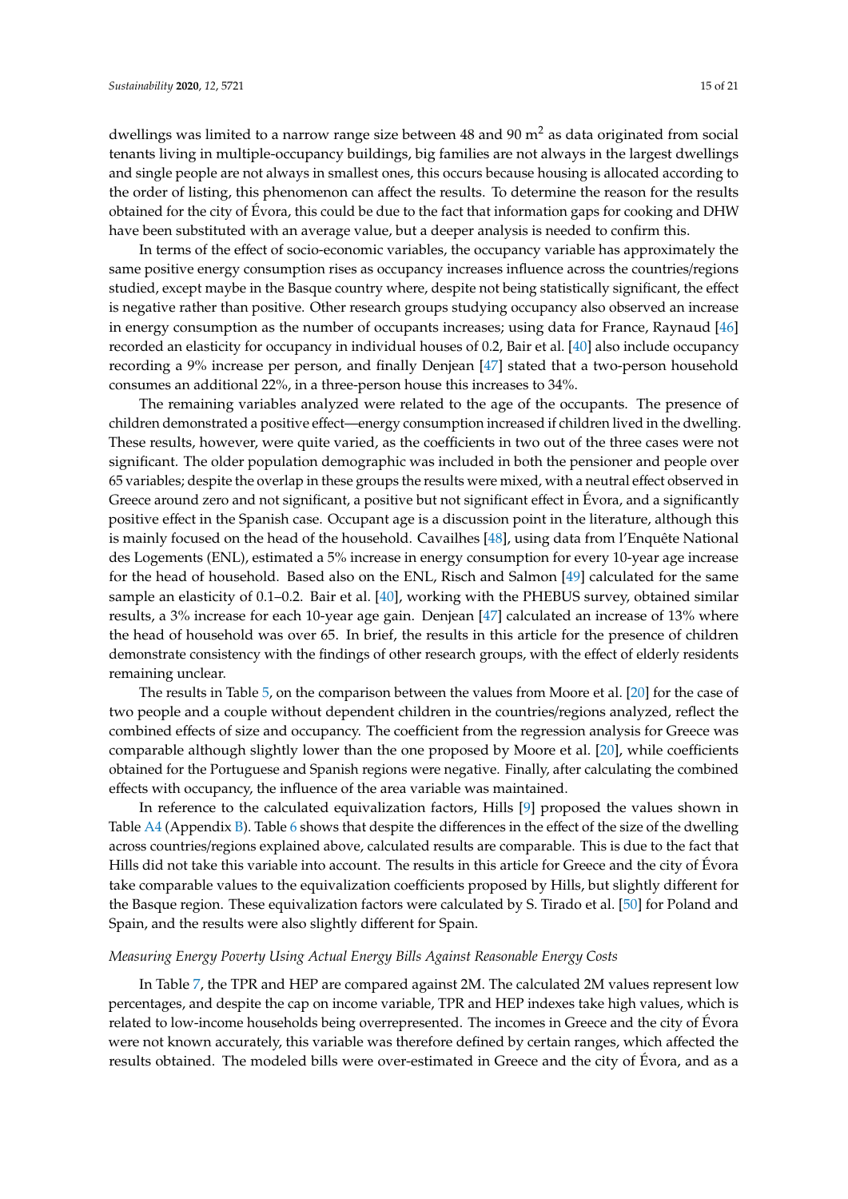dwellings was limited to a narrow range size between 48 and 90 $m^2$ as data originated from social tenants living in multiple-occupancy buildings, big families are not always in the largest dwellings and single people are not always in smallest ones, this occurs because housing is allocated according to the order of listing, this phenomenon can affect the results. To determine the reason for the results obtained for the city of Évora, this could be due to the fact that information gaps for cooking and DHW have been substituted with an average value, but a deeper analysis is needed to confirm this.

In terms of the effect of socio-economic variables, the occupancy variable has approximately the same positive energy consumption rises as occupancy increases influence across the countries/regions studied, except maybe in the Basque country where, despite not being statistically significant, the effect is negative rather than positive. Other research groups studying occupancy also observed an increase in energy consumption as the number of occupants increases; using data for France, Raynaud [46] recorded an elasticity for occupancy in individual houses of 0.2, Bair et al. [40] also include occupancy recording a 9% increase per person, and finally Denjean [47] stated that a two-person household consumes an additional 22%, in a three-person house this increases to 34%.

The remaining variables analyzed were related to the age of the occupants. The presence of children demonstrated a positive effect—energy consumption increased if children lived in the dwelling. These results, however, were quite varied, as the coefficients in two out of the three cases were not significant. The older population demographic was included in both the pensioner and people over 65 variables; despite the overlap in these groups the results were mixed, with a neutral effect observed in Greece around zero and not significant, a positive but not significant effect in Évora, and a significantly positive effect in the Spanish case. Occupant age is a discussion point in the literature, although this is mainly focused on the head of the household. Cavailhes [48], using data from l'Enquête National des Logements (ENL), estimated a 5% increase in energy consumption for every 10-year age increase for the head of household. Based also on the ENL, Risch and Salmon [49] calculated for the same sample an elasticity of 0.1–0.2. Bair et al. [40], working with the PHEBUS survey, obtained similar results, a 3% increase for each 10-year age gain. Denjean [47] calculated an increase of 13% where the head of household was over 65. In brief, the results in this article for the presence of children demonstrate consistency with the findings of other research groups, with the effect of elderly residents remaining unclear.

The results in Table 5, on the comparison between the values from Moore et al. [20] for the case of two people and a couple without dependent children in the countries/regions analyzed, reflect the combined effects of size and occupancy. The coefficient from the regression analysis for Greece was comparable although slightly lower than the one proposed by Moore et al. [20], while coefficients obtained for the Portuguese and Spanish regions were negative. Finally, after calculating the combined effects with occupancy, the influence of the area variable was maintained.

In reference to the calculated equivalization factors, Hills [9] proposed the values shown in Table A4 (Appendix B). Table 6 shows that despite the differences in the effect of the size of the dwelling across countries/regions explained above, calculated results are comparable. This is due to the fact that Hills did not take this variable into account. The results in this article for Greece and the city of Évora take comparable values to the equivalization coefficients proposed by Hills, but slightly different for the Basque region. These equivalization factors were calculated by S. Tirado et al. [50] for Poland and Spain, and the results were also slightly different for Spain.

*Measuring Energy Poverty Using Actual Energy Bills Against Reasonable Energy Costs*

In Table 7, the TPR and HEP are compared against 2M. The calculated 2M values represent low percentages, and despite the cap on income variable, TPR and HEP indexes take high values, which is related to low-income households being overrepresented. The incomes in Greece and the city of Évora were not known accurately, this variable was therefore defined by certain ranges, which affected the results obtained. The modeled bills were over-estimated in Greece and the city of Évora, and as a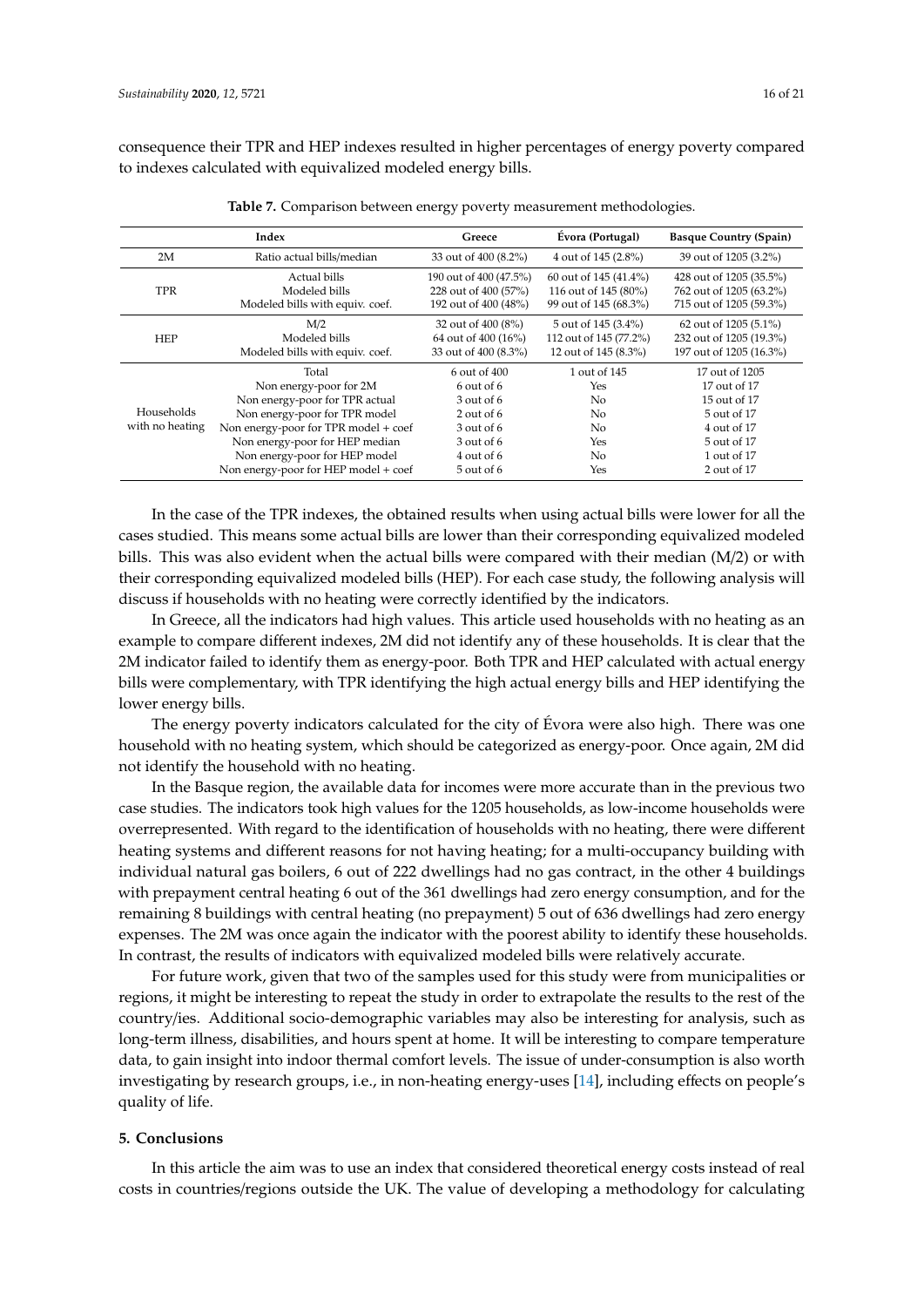consequence their TPR and HEP indexes resulted in higher percentages of energy poverty compared to indexes calculated with equivalized modeled energy bills.

**Table 7.** Comparison between energy poverty measurement methodologies.

| | Index | Greece | Évora (Portugal) | Basque Country (Spain) |
|---|---|---|---|---|
| 2M | Ratio actual bills/median | 33 out of 400 (8.2%) | 4 out of 145 (2.8%) | 39 out of 1205 (3.2%) |
| TPR | Actual bills | 190 out of 400 (47.5%) | 60 out of 145 (41.4%) | 428 out of 1205 (35.5%) |
| | Modeled bills | 228 out of 400 (57%) | 116 out of 145 (80%) | 762 out of 1205 (63.2%) |
| | Modeled bills with equiv. coef. | 192 out of 400 (48%) | 99 out of 145 (68.3%) | 715 out of 1205 (59.3%) |
| HEP | M/2 | 32 out of 400 (8%) | 5 out of 145 (3.4%) | 62 out of 1205 (5.1%) |
| | Modeled bills | 64 out of 400 (16%) | 112 out of 145 (77.2%) | 232 out of 1205 (19.3%) |
| | Modeled bills with equiv. coef. | 33 out of 400 (8.3%) | 12 out of 145 (8.3%) | 197 out of 1205 (16.3%) |
| Households with no heating | Total | 6 out of 400 | 1 out of 145 | 17 out of 1205 |
| | Non energy-poor for 2M | 6 out of 6 | Yes | 17 out of 17 |
| | Non energy-poor for TPR actual | 3 out of 6 | No | 15 out of 17 |
| | Non energy-poor for TPR model | 2 out of 6 | No | 5 out of 17 |
| | Non energy-poor for TPR model + coef | 3 out of 6 | No | 4 out of 17 |
| | Non energy-poor for HEP median | 3 out of 6 | Yes | 5 out of 17 |
| | Non energy-poor for HEP model | 4 out of 6 | No | 1 out of 17 |
| | Non energy-poor for HEP model + coef | 5 out of 6 | Yes | 2 out of 17 |

In the case of the TPR indexes, the obtained results when using actual bills were lower for all the cases studied. This means some actual bills are lower than their corresponding equivalized modeled bills. This was also evident when the actual bills were compared with their median (M/2) or with their corresponding equivalized modeled bills (HEP). For each case study, the following analysis will discuss if households with no heating were correctly identified by the indicators.

In Greece, all the indicators had high values. This article used households with no heating as an example to compare different indexes, 2M did not identify any of these households. It is clear that the 2M indicator failed to identify them as energy-poor. Both TPR and HEP calculated with actual energy bills were complementary, with TPR identifying the high actual energy bills and HEP identifying the lower energy bills.

The energy poverty indicators calculated for the city of Évora were also high. There was one household with no heating system, which should be categorized as energy-poor. Once again, 2M did not identify the household with no heating.

In the Basque region, the available data for incomes were more accurate than in the previous two case studies. The indicators took high values for the 1205 households, as low-income households were overrepresented. With regard to the identification of households with no heating, there were different heating systems and different reasons for not having heating; for a multi-occupancy building with individual natural gas boilers, 6 out of 222 dwellings had no gas contract, in the other 4 buildings with prepayment central heating 6 out of the 361 dwellings had zero energy consumption, and for the remaining 8 buildings with central heating (no prepayment) 5 out of 636 dwellings had zero energy expenses. The 2M was once again the indicator with the poorest ability to identify these households. In contrast, the results of indicators with equivalized modeled bills were relatively accurate.

For future work, given that two of the samples used for this study were from municipalities or regions, it might be interesting to repeat the study in order to extrapolate the results to the rest of the country/ies. Additional socio-demographic variables may also be interesting for analysis, such as long-term illness, disabilities, and hours spent at home. It will be interesting to compare temperature data, to gain insight into indoor thermal comfort levels. The issue of under-consumption is also worth investigating by research groups, i.e., in non-heating energy-uses [14], including effects on people's quality of life.

## 5. Conclusions

In this article the aim was to use an index that considered theoretical energy costs instead of real costs in countries/regions outside the UK. The value of developing a methodology for calculating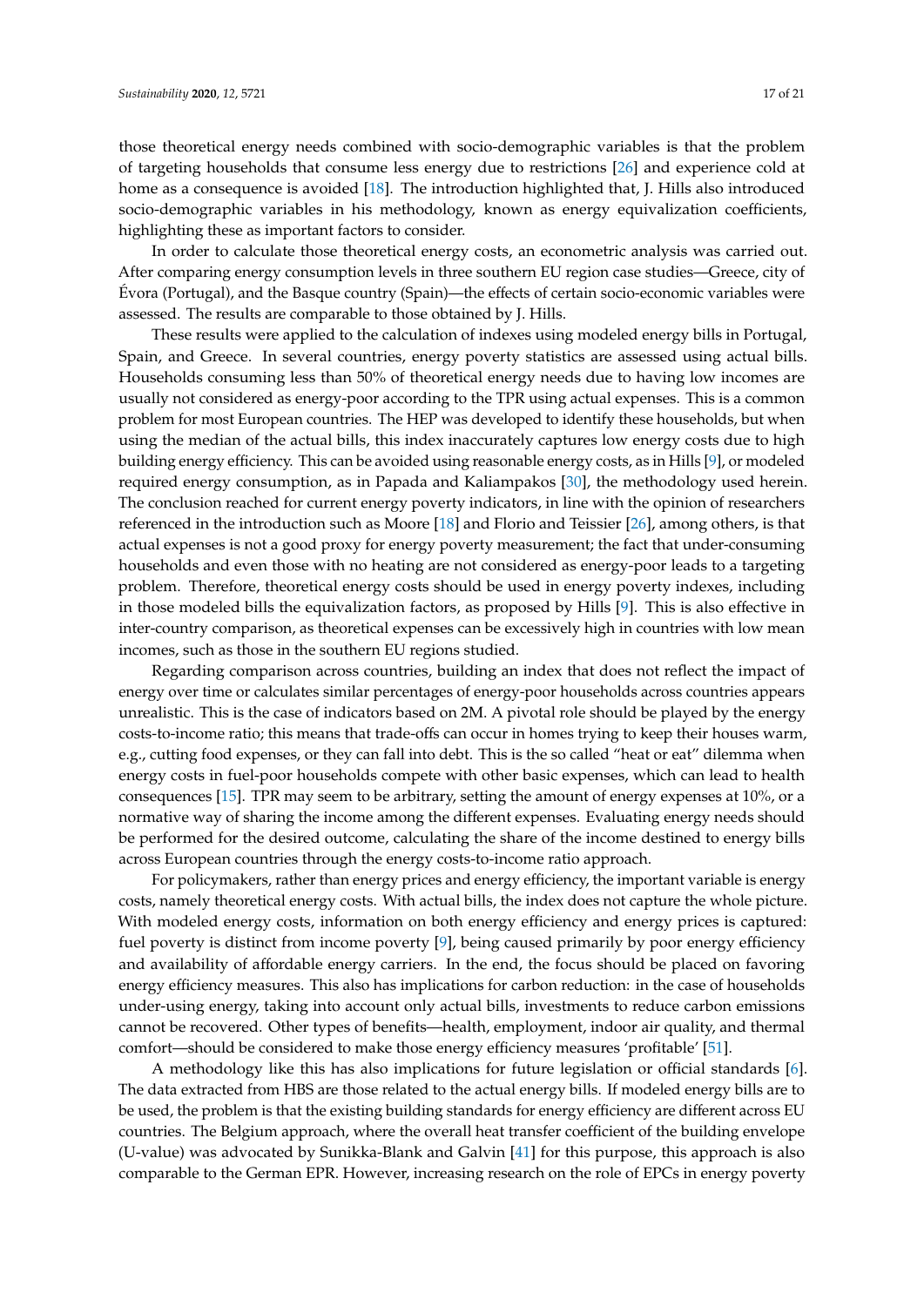those theoretical energy needs combined with socio-demographic variables is that the problem of targeting households that consume less energy due to restrictions [26] and experience cold at home as a consequence is avoided [18]. The introduction highlighted that, J. Hills also introduced socio-demographic variables in his methodology, known as energy equivalization coefficients, highlighting these as important factors to consider.

In order to calculate those theoretical energy costs, an econometric analysis was carried out. After comparing energy consumption levels in three southern EU region case studies—Greece, city of Évora (Portugal), and the Basque country (Spain)—the effects of certain socio-economic variables were assessed. The results are comparable to those obtained by J. Hills.

These results were applied to the calculation of indexes using modeled energy bills in Portugal, Spain, and Greece. In several countries, energy poverty statistics are assessed using actual bills. Households consuming less than 50% of theoretical energy needs due to having low incomes are usually not considered as energy-poor according to the TPR using actual expenses. This is a common problem for most European countries. The HEP was developed to identify these households, but when using the median of the actual bills, this index inaccurately captures low energy costs due to high building energy efficiency. This can be avoided using reasonable energy costs, as in Hills [9], or modeled required energy consumption, as in Papada and Kaliampakos [30], the methodology used herein. The conclusion reached for current energy poverty indicators, in line with the opinion of researchers referenced in the introduction such as Moore [18] and Florio and Teissier [26], among others, is that actual expenses is not a good proxy for energy poverty measurement; the fact that under-consuming households and even those with no heating are not considered as energy-poor leads to a targeting problem. Therefore, theoretical energy costs should be used in energy poverty indexes, including in those modeled bills the equivalization factors, as proposed by Hills [9]. This is also effective in inter-country comparison, as theoretical expenses can be excessively high in countries with low mean incomes, such as those in the southern EU regions studied.

Regarding comparison across countries, building an index that does not reflect the impact of energy over time or calculates similar percentages of energy-poor households across countries appears unrealistic. This is the case of indicators based on 2M. A pivotal role should be played by the energy costs-to-income ratio; this means that trade-offs can occur in homes trying to keep their houses warm, e.g., cutting food expenses, or they can fall into debt. This is the so called "heat or eat" dilemma when energy costs in fuel-poor households compete with other basic expenses, which can lead to health consequences [15]. TPR may seem to be arbitrary, setting the amount of energy expenses at 10%, or a normative way of sharing the income among the different expenses. Evaluating energy needs should be performed for the desired outcome, calculating the share of the income destined to energy bills across European countries through the energy costs-to-income ratio approach.

For policymakers, rather than energy prices and energy efficiency, the important variable is energy costs, namely theoretical energy costs. With actual bills, the index does not capture the whole picture. With modeled energy costs, information on both energy efficiency and energy prices is captured: fuel poverty is distinct from income poverty [9], being caused primarily by poor energy efficiency and availability of affordable energy carriers. In the end, the focus should be placed on favoring energy efficiency measures. This also has implications for carbon reduction: in the case of households under-using energy, taking into account only actual bills, investments to reduce carbon emissions cannot be recovered. Other types of benefits—health, employment, indoor air quality, and thermal comfort—should be considered to make those energy efficiency measures 'profitable' [51].

A methodology like this has also implications for future legislation or official standards [6]. The data extracted from HBS are those related to the actual energy bills. If modeled energy bills are to be used, the problem is that the existing building standards for energy efficiency are different across EU countries. The Belgium approach, where the overall heat transfer coefficient of the building envelope (U-value) was advocated by Sunikka-Blank and Galvin [41] for this purpose, this approach is also comparable to the German EPR. However, increasing research on the role of EPCs in energy poverty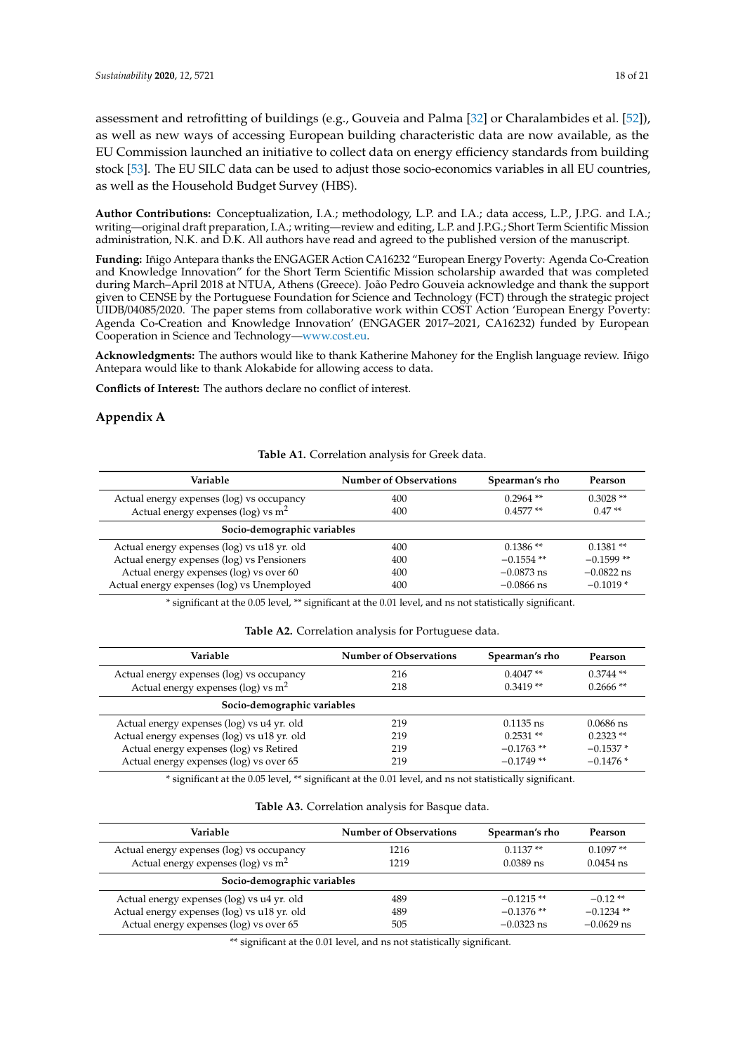assessment and retrofitting of buildings (e.g., Gouveia and Palma [32] or Charalambides et al. [52]), as well as new ways of accessing European building characteristic data are now available, as the EU Commission launched an initiative to collect data on energy efficiency standards from building stock [53]. The EU SILC data can be used to adjust those socio-economics variables in all EU countries, as well as the Household Budget Survey (HBS).

**Author Contributions:** Conceptualization, I.A.; methodology, L.P. and I.A.; data access, L.P., J.P.G. and I.A.; writing—original draft preparation, I.A.; writing—review and editing, L.P. and J.P.G.; Short Term Scientific Mission administration, N.K. and D.K. All authors have read and agreed to the published version of the manuscript.

**Funding:** Iñigo Antepara thanks the ENGAGER Action CA16232 "European Energy Poverty: Agenda Co-Creation and Knowledge Innovation" for the Short Term Scientific Mission scholarship awarded that was completed during March–April 2018 at NTUA, Athens (Greece). João Pedro Gouveia acknowledge and thank the support given to CENSE by the Portuguese Foundation for Science and Technology (FCT) through the strategic project UIDB/04085/2020. The paper stems from collaborative work within COST Action 'European Energy Poverty: Agenda Co-Creation and Knowledge Innovation' (ENGAGER 2017–2021, CA16232) funded by European Cooperation in Science and Technology—www.cost.eu.

**Acknowledgments:** The authors would like to thank Katherine Mahoney for the English language review. Iñigo Antepara would like to thank Alokabide for allowing access to data.

**Conflicts of Interest:** The authors declare no conflict of interest.

## Appendix A

**Table A1.** Correlation analysis for Greek data.

| Variable | Number of Observations | Spearman's rho | Pearson |
|---|---|---|---|
| Actual energy expenses (log) vs occupancy | 400 | 0.2964 ** | 0.3028 ** |
| Actual energy expenses (log) vs $m^2$ | 400 | 0.4577 ** | 0.47 ** |
| **Socio-demographic variables** | | | |
| Actual energy expenses (log) vs u18 yr. old | 400 | 0.1386 ** | 0.1381 ** |
| Actual energy expenses (log) vs Pensioners | 400 | −0.1554 ** | −0.1599 ** |
| Actual energy expenses (log) vs over 60 | 400 | −0.0873 ns | −0.0822 ns |
| Actual energy expenses (log) vs Unemployed | 400 | −0.0866 ns | −0.1019 * |

* significant at the 0.05 level, ** significant at the 0.01 level, and ns not statistically significant.

**Table A2.** Correlation analysis for Portuguese data.

| Variable | Number of Observations | Spearman's rho | Pearson |
|---|---|---|---|
| Actual energy expenses (log) vs occupancy | 216 | 0.4047 ** | 0.3744 ** |
| Actual energy expenses (log) vs $m^2$ | 218 | 0.3419 ** | 0.2666 ** |
| **Socio-demographic variables** | | | |
| Actual energy expenses (log) vs u4 yr. old | 219 | 0.1135 ns | 0.0686 ns |
| Actual energy expenses (log) vs u18 yr. old | 219 | 0.2531 ** | 0.2323 ** |
| Actual energy expenses (log) vs Retired | 219 | −0.1763 ** | −0.1537 * |
| Actual energy expenses (log) vs over 65 | 219 | −0.1749 ** | −0.1476 * |

* significant at the 0.05 level, ** significant at the 0.01 level, and ns not statistically significant.

**Table A3.** Correlation analysis for Basque data.

| Variable | Number of Observations | Spearman's rho | Pearson |
|---|---|---|---|
| Actual energy expenses (log) vs occupancy | 1216 | 0.1137 ** | 0.1097 ** |
| Actual energy expenses (log) vs $m^2$ | 1219 | 0.0389 ns | 0.0454 ns |
| **Socio-demographic variables** | | | |
| Actual energy expenses (log) vs u4 yr. old | 489 | −0.1215 ** | −0.12 ** |
| Actual energy expenses (log) vs u18 yr. old | 489 | −0.1376 ** | −0.1234 ** |
| Actual energy expenses (log) vs over 65 | 505 | −0.0323 ns | −0.0629 ns |

** significant at the 0.01 level, and ns not statistically significant.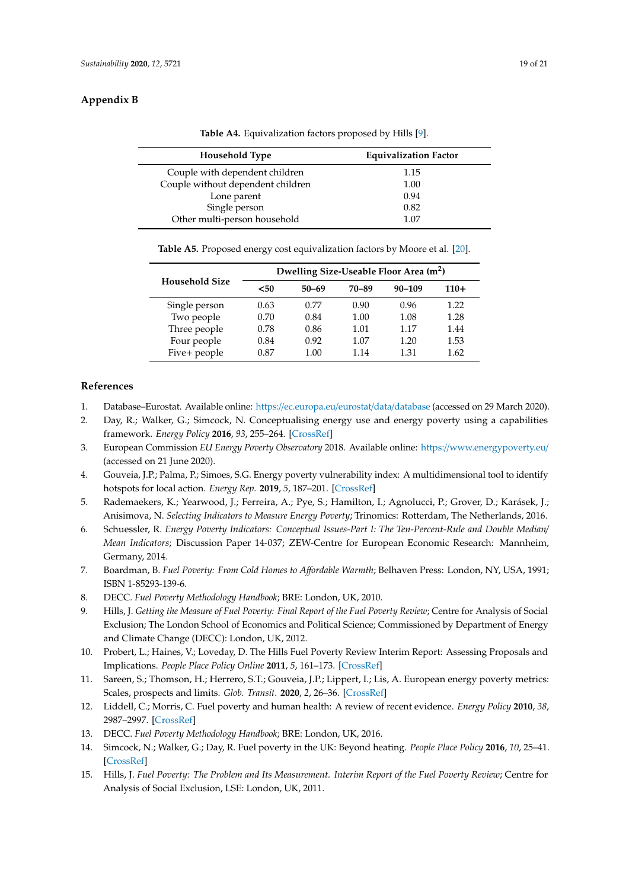## Appendix B

**Table A4.** Equivalization factors proposed by Hills [9].

| Household Type | Equivalization Factor |
|---|---|
| Couple with dependent children | 1.15 |
| Couple without dependent children | 1.00 |
| Lone parent | 0.94 |
| Single person | 0.82 |
| Other multi-person household | 1.07 |

**Table A5.** Proposed energy cost equivalization factors by Moore et al. [20].

| Household Size | Dwelling Size-Useable Floor Area ($m^2$) | | | | |
|---|---|---|---|---|---|
| | <50 | 50–69 | 70–89 | 90–109 | 110+ |
| Single person | 0.63 | 0.77 | 0.90 | 0.96 | 1.22 |
| Two people | 0.70 | 0.84 | 1.00 | 1.08 | 1.28 |
| Three people | 0.78 | 0.86 | 1.01 | 1.17 | 1.44 |
| Four people | 0.84 | 0.92 | 1.07 | 1.20 | 1.53 |
| Five+ people | 0.87 | 1.00 | 1.14 | 1.31 | 1.62 |

## References

1. Database–Eurostat. Available online: https://ec.europa.eu/eurostat/data/database (accessed on 29 March 2020).
2. Day, R.; Walker, G.; Simcock, N. Conceptualising energy use and energy poverty using a capabilities framework. *Energy Policy* **2016**, *93*, 255–264. [CrossRef]
3. European Commission *EU Energy Poverty Observatory* 2018. Available online: https://www.energypoverty.eu/ (accessed on 21 June 2020).
4. Gouveia, J.P.; Palma, P.; Simoes, S.G. Energy poverty vulnerability index: A multidimensional tool to identify hotspots for local action. *Energy Rep.* **2019**, *5*, 187–201. [CrossRef]
5. Rademaekers, K.; Yearwood, J.; Ferreira, A.; Pye, S.; Hamilton, I.; Agnolucci, P.; Grover, D.; Karásek, J.; Anisimova, N. *Selecting Indicators to Measure Energy Poverty*; Trinomics: Rotterdam, The Netherlands, 2016.
6. Schuessler, R. *Energy Poverty Indicators: Conceptual Issues-Part I: The Ten-Percent-Rule and Double Median/Mean Indicators*; Discussion Paper 14-037; ZEW-Centre for European Economic Research: Mannheim, Germany, 2014.
7. Boardman, B. *Fuel Poverty: From Cold Homes to Affordable Warmth*; Belhaven Press: London, NY, USA, 1991; ISBN 1-85293-139-6.
8. DECC. *Fuel Poverty Methodology Handbook*; BRE: London, UK, 2010.
9. Hills, J. *Getting the Measure of Fuel Poverty: Final Report of the Fuel Poverty Review*; Centre for Analysis of Social Exclusion; The London School of Economics and Political Science; Commissioned by Department of Energy and Climate Change (DECC): London, UK, 2012.
10. Probert, L.; Haines, V.; Loveday, D. The Hills Fuel Poverty Review Interim Report: Assessing Proposals and Implications. *People Place Policy Online* **2011**, *5*, 161–173. [CrossRef]
11. Sareen, S.; Thomson, H.; Herrero, S.T.; Gouveia, J.P.; Lippert, I.; Lis, A. European energy poverty metrics: Scales, prospects and limits. *Glob. Transit.* **2020**, *2*, 26–36. [CrossRef]
12. Liddell, C.; Morris, C. Fuel poverty and human health: A review of recent evidence. *Energy Policy* **2010**, *38*, 2987–2997. [CrossRef]
13. DECC. *Fuel Poverty Methodology Handbook*; BRE: London, UK, 2016.
14. Simcock, N.; Walker, G.; Day, R. Fuel poverty in the UK: Beyond heating. *People Place Policy* **2016**, *10*, 25–41. [CrossRef]
15. Hills, J. *Fuel Poverty: The Problem and Its Measurement. Interim Report of the Fuel Poverty Review*; Centre for Analysis of Social Exclusion, LSE: London, UK, 2011.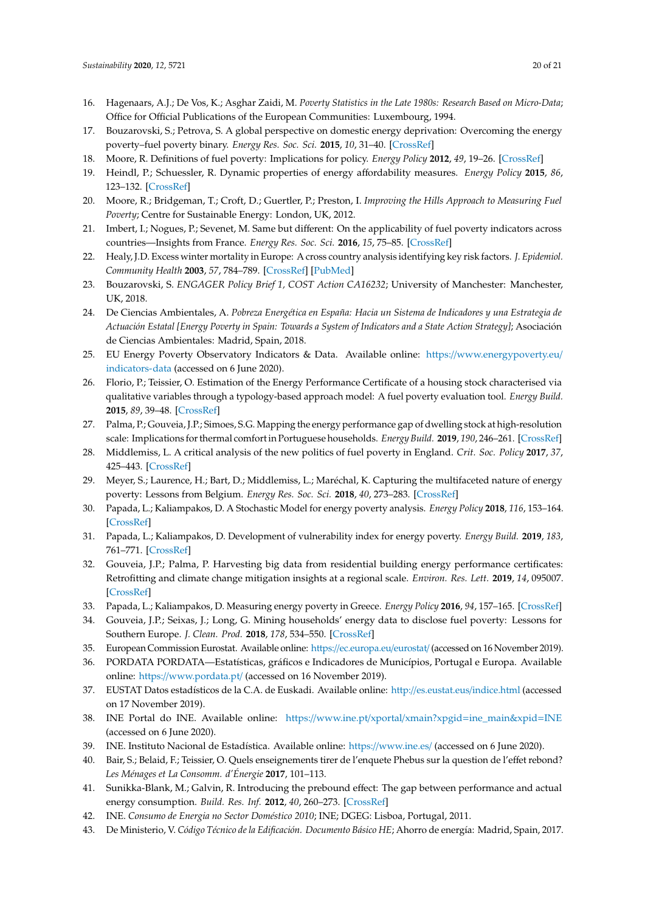16. Hagenaars, A.J.; De Vos, K.; Asghar Zaidi, M. *Poverty Statistics in the Late 1980s: Research Based on Micro-Data*; Office for Official Publications of the European Communities: Luxembourg, 1994.
17. Bouzarovski, S.; Petrova, S. A global perspective on domestic energy deprivation: Overcoming the energy poverty–fuel poverty binary. *Energy Res. Soc. Sci.* **2015**, *10*, 31–40. [CrossRef]
18. Moore, R. Definitions of fuel poverty: Implications for policy. *Energy Policy* **2012**, *49*, 19–26. [CrossRef]
19. Heindl, P.; Schuessler, R. Dynamic properties of energy affordability measures. *Energy Policy* **2015**, *86*, 123–132. [CrossRef]
20. Moore, R.; Bridgeman, T.; Croft, D.; Guertler, P.; Preston, I. *Improving the Hills Approach to Measuring Fuel Poverty*; Centre for Sustainable Energy: London, UK, 2012.
21. Imbert, I.; Nogues, P.; Sevenet, M. Same but different: On the applicability of fuel poverty indicators across countries—Insights from France. *Energy Res. Soc. Sci.* **2016**, *15*, 75–85. [CrossRef]
22. Healy, J.D. Excess winter mortality in Europe: A cross country analysis identifying key risk factors. *J. Epidemiol. Community Health* **2003**, *57*, 784–789. [CrossRef] [PubMed]
23. Bouzarovski, S. *ENGAGER Policy Brief 1, COST Action CA16232*; University of Manchester: Manchester, UK, 2018.
24. De Ciencias Ambientales, A. *Pobreza Energética en España: Hacia un Sistema de Indicadores y una Estrategia de Actuación Estatal [Energy Poverty in Spain: Towards a System of Indicators and a State Action Strategy]*; Asociación de Ciencias Ambientales: Madrid, Spain, 2018.
25. EU Energy Poverty Observatory Indicators & Data. Available online: https://www.energypoverty.eu/indicators-data (accessed on 6 June 2020).
26. Florio, P.; Teissier, O. Estimation of the Energy Performance Certificate of a housing stock characterised via qualitative variables through a typology-based approach model: A fuel poverty evaluation tool. *Energy Build.* **2015**, *89*, 39–48. [CrossRef]
27. Palma, P.; Gouveia, J.P.; Simoes, S.G. Mapping the energy performance gap of dwelling stock at high-resolution scale: Implications for thermal comfort in Portuguese households. *Energy Build.* **2019**, *190*, 246–261. [CrossRef]
28. Middlemiss, L. A critical analysis of the new politics of fuel poverty in England. *Crit. Soc. Policy* **2017**, *37*, 425–443. [CrossRef]
29. Meyer, S.; Laurence, H.; Bart, D.; Middlemiss, L.; Maréchal, K. Capturing the multifaceted nature of energy poverty: Lessons from Belgium. *Energy Res. Soc. Sci.* **2018**, *40*, 273–283. [CrossRef]
30. Papada, L.; Kaliampakos, D. A Stochastic Model for energy poverty analysis. *Energy Policy* **2018**, *116*, 153–164. [CrossRef]
31. Papada, L.; Kaliampakos, D. Development of vulnerability index for energy poverty. *Energy Build.* **2019**, *183*, 761–771. [CrossRef]
32. Gouveia, J.P.; Palma, P. Harvesting big data from residential building energy performance certificates: Retrofitting and climate change mitigation insights at a regional scale. *Environ. Res. Lett.* **2019**, *14*, 095007. [CrossRef]
33. Papada, L.; Kaliampakos, D. Measuring energy poverty in Greece. *Energy Policy* **2016**, *94*, 157–165. [CrossRef]
34. Gouveia, J.P.; Seixas, J.; Long, G. Mining households' energy data to disclose fuel poverty: Lessons for Southern Europe. *J. Clean. Prod.* **2018**, *178*, 534–550. [CrossRef]
35. European Commission Eurostat. Available online: https://ec.europa.eu/eurostat/ (accessed on 16 November 2019).
36. PORDATA PORDATA—Estatísticas, gráficos e Indicadores de Municípios, Portugal e Europa. Available online: https://www.pordata.pt/ (accessed on 16 November 2019).
37. EUSTAT Datos estadísticos de la C.A. de Euskadi. Available online: http://es.eustat.eus/indice.html (accessed on 17 November 2019).
38. INE Portal do INE. Available online: https://www.ine.pt/xportal/xmain?xpgid=ine_main&xpid=INE (accessed on 6 June 2020).
39. INE. Instituto Nacional de Estadística. Available online: https://www.ine.es/ (accessed on 6 June 2020).
40. Bair, S.; Belaid, F.; Teissier, O. Quels enseignements tirer de l'enquete Phebus sur la question de l'effet rebond? *Les Ménages et La Consomm. d'Énergie* **2017**, 101–113.
41. Sunikka-Blank, M.; Galvin, R. Introducing the prebound effect: The gap between performance and actual energy consumption. *Build. Res. Inf.* **2012**, *40*, 260–273. [CrossRef]
42. INE. *Consumo de Energia no Sector Doméstico 2010*; INE; DGEG: Lisboa, Portugal, 2011.
43. De Ministerio, V. *Código Técnico de la Edificación. Documento Básico HE*; Ahorro de energía: Madrid, Spain, 2017.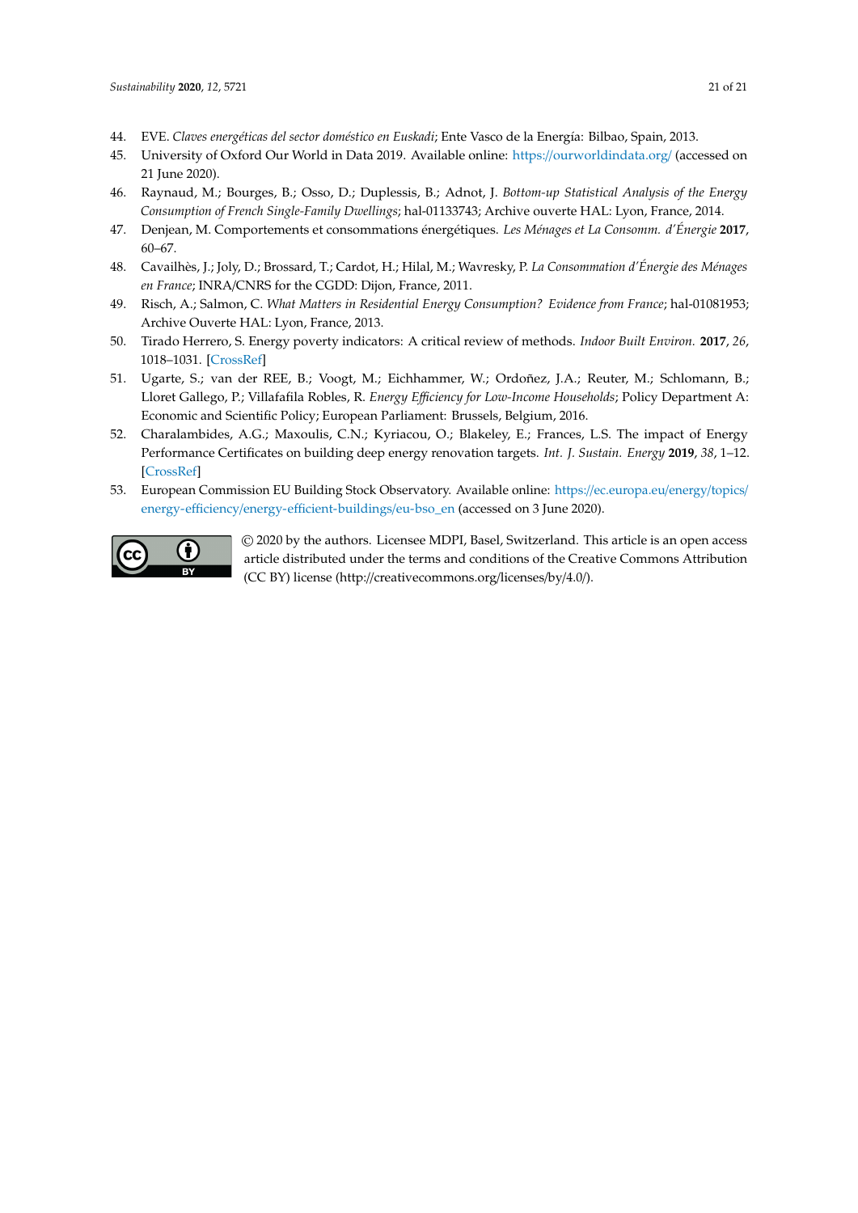44. EVE. *Claves energéticas del sector doméstico en Euskadi*; Ente Vasco de la Energía: Bilbao, Spain, 2013.
45. University of Oxford Our World in Data 2019. Available online: https://ourworldindata.org/ (accessed on 21 June 2020).
46. Raynaud, M.; Bourges, B.; Osso, D.; Duplessis, B.; Adnot, J. *Bottom-up Statistical Analysis of the Energy Consumption of French Single-Family Dwellings*; hal-01133743; Archive ouverte HAL: Lyon, France, 2014.
47. Denjean, M. Comportements et consommations énergétiques. *Les Ménages et La Consomm. d'Énergie* **2017**, 60–67.
48. Cavailhès, J.; Joly, D.; Brossard, T.; Cardot, H.; Hilal, M.; Wavresky, P. *La Consommation d'Énergie des Ménages en France*; INRA/CNRS for the CGDD: Dijon, France, 2011.
49. Risch, A.; Salmon, C. *What Matters in Residential Energy Consumption? Evidence from France*; hal-01081953; Archive Ouverte HAL: Lyon, France, 2013.
50. Tirado Herrero, S. Energy poverty indicators: A critical review of methods. *Indoor Built Environ.* **2017**, *26*, 1018–1031. [CrossRef]
51. Ugarte, S.; van der REE, B.; Voogt, M.; Eichhammer, W.; Ordoñez, J.A.; Reuter, M.; Schlomann, B.; Lloret Gallego, P.; Villafafila Robles, R. *Energy Efficiency for Low-Income Households*; Policy Department A: Economic and Scientific Policy; European Parliament: Brussels, Belgium, 2016.
52. Charalambides, A.G.; Maxoulis, C.N.; Kyriacou, O.; Blakeley, E.; Frances, L.S. The impact of Energy Performance Certificates on building deep energy renovation targets. *Int. J. Sustain. Energy* **2019**, *38*, 1–12. [CrossRef]
53. European Commission EU Building Stock Observatory. Available online: https://ec.europa.eu/energy/topics/energy-efficiency/energy-efficient-buildings/eu-bso_en (accessed on 3 June 2020).

© 2020 by the authors. Licensee MDPI, Basel, Switzerland. This article is an open access article distributed under the terms and conditions of the Creative Commons Attribution (CC BY) license (http://creativecommons.org/licenses/by/4.0/).